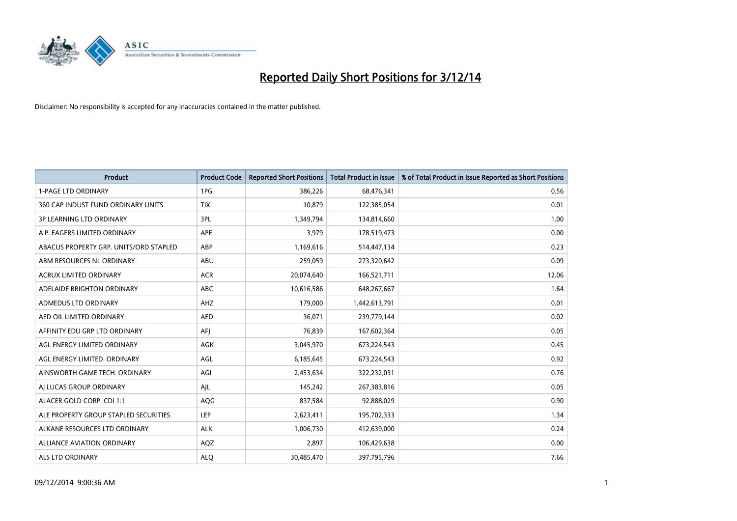# Reported Daily Short Positions for 3/12/14

Disclaimer: No responsibility is accepted for any inaccuracies contained in the matter published.

| Product | Product Code | Reported Short Positions | Total Product in Issue | % of Total Product in Issue Reported as Short Positions |
|---|---|---|---|---|
| 1-PAGE LTD ORDINARY | 1PG | 386,226 | 68,476,341 | 0.56 |
| 360 CAP INDUST FUND ORDINARY UNITS | TIX | 10,879 | 122,385,054 | 0.01 |
| 3P LEARNING LTD ORDINARY | 3PL | 1,349,794 | 134,814,660 | 1.00 |
| A.P. EAGERS LIMITED ORDINARY | APE | 3,979 | 178,519,473 | 0.00 |
| ABACUS PROPERTY GRP. UNITS/ORD STAPLED | ABP | 1,169,616 | 514,447,134 | 0.23 |
| ABM RESOURCES NL ORDINARY | ABU | 259,059 | 273,320,642 | 0.09 |
| ACRUX LIMITED ORDINARY | ACR | 20,074,640 | 166,521,711 | 12.06 |
| ADELAIDE BRIGHTON ORDINARY | ABC | 10,616,586 | 648,267,667 | 1.64 |
| ADMEDUS LTD ORDINARY | AHZ | 179,000 | 1,442,613,791 | 0.01 |
| AED OIL LIMITED ORDINARY | AED | 36,071 | 239,779,144 | 0.02 |
| AFFINITY EDU GRP LTD ORDINARY | AFJ | 76,839 | 167,602,364 | 0.05 |
| AGL ENERGY LIMITED ORDINARY | AGK | 3,045,970 | 673,224,543 | 0.45 |
| AGL ENERGY LIMITED. ORDINARY | AGL | 6,185,645 | 673,224,543 | 0.92 |
| AINSWORTH GAME TECH. ORDINARY | AGI | 2,453,634 | 322,232,031 | 0.76 |
| AJ LUCAS GROUP ORDINARY | AJL | 145,242 | 267,383,816 | 0.05 |
| ALACER GOLD CORP. CDI 1:1 | AQG | 837,584 | 92,888,029 | 0.90 |
| ALE PROPERTY GROUP STAPLED SECURITIES | LEP | 2,623,411 | 195,702,333 | 1.34 |
| ALKANE RESOURCES LTD ORDINARY | ALK | 1,006,730 | 412,639,000 | 0.24 |
| ALLIANCE AVIATION ORDINARY | AQZ | 2,897 | 106,429,638 | 0.00 |
| ALS LTD ORDINARY | ALQ | 30,485,470 | 397,795,796 | 7.66 |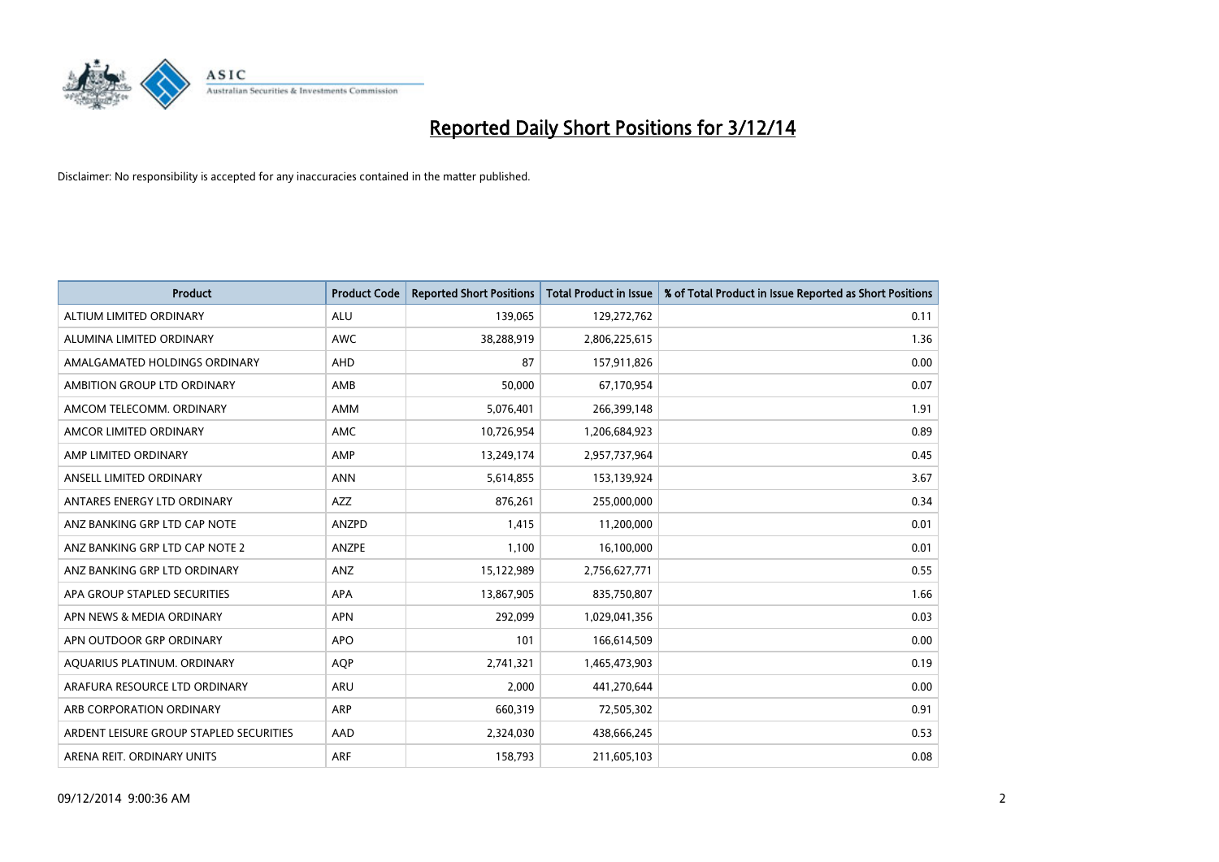# Reported Daily Short Positions for 3/12/14

Disclaimer: No responsibility is accepted for any inaccuracies contained in the matter published.

| Product | Product Code | Reported Short Positions | Total Product in Issue | % of Total Product in Issue Reported as Short Positions |
|---|---|---|---|---|
| ALTIUM LIMITED ORDINARY | ALU | 139,065 | 129,272,762 | 0.11 |
| ALUMINA LIMITED ORDINARY | AWC | 38,288,919 | 2,806,225,615 | 1.36 |
| AMALGAMATED HOLDINGS ORDINARY | AHD | 87 | 157,911,826 | 0.00 |
| AMBITION GROUP LTD ORDINARY | AMB | 50,000 | 67,170,954 | 0.07 |
| AMCOM TELECOMM. ORDINARY | AMM | 5,076,401 | 266,399,148 | 1.91 |
| AMCOR LIMITED ORDINARY | AMC | 10,726,954 | 1,206,684,923 | 0.89 |
| AMP LIMITED ORDINARY | AMP | 13,249,174 | 2,957,737,964 | 0.45 |
| ANSELL LIMITED ORDINARY | ANN | 5,614,855 | 153,139,924 | 3.67 |
| ANTARES ENERGY LTD ORDINARY | AZZ | 876,261 | 255,000,000 | 0.34 |
| ANZ BANKING GRP LTD CAP NOTE | ANZPD | 1,415 | 11,200,000 | 0.01 |
| ANZ BANKING GRP LTD CAP NOTE 2 | ANZPE | 1,100 | 16,100,000 | 0.01 |
| ANZ BANKING GRP LTD ORDINARY | ANZ | 15,122,989 | 2,756,627,771 | 0.55 |
| APA GROUP STAPLED SECURITIES | APA | 13,867,905 | 835,750,807 | 1.66 |
| APN NEWS & MEDIA ORDINARY | APN | 292,099 | 1,029,041,356 | 0.03 |
| APN OUTDOOR GRP ORDINARY | APO | 101 | 166,614,509 | 0.00 |
| AQUARIUS PLATINUM. ORDINARY | AQP | 2,741,321 | 1,465,473,903 | 0.19 |
| ARAFURA RESOURCE LTD ORDINARY | ARU | 2,000 | 441,270,644 | 0.00 |
| ARB CORPORATION ORDINARY | ARP | 660,319 | 72,505,302 | 0.91 |
| ARDENT LEISURE GROUP STAPLED SECURITIES | AAD | 2,324,030 | 438,666,245 | 0.53 |
| ARENA REIT. ORDINARY UNITS | ARF | 158,793 | 211,605,103 | 0.08 |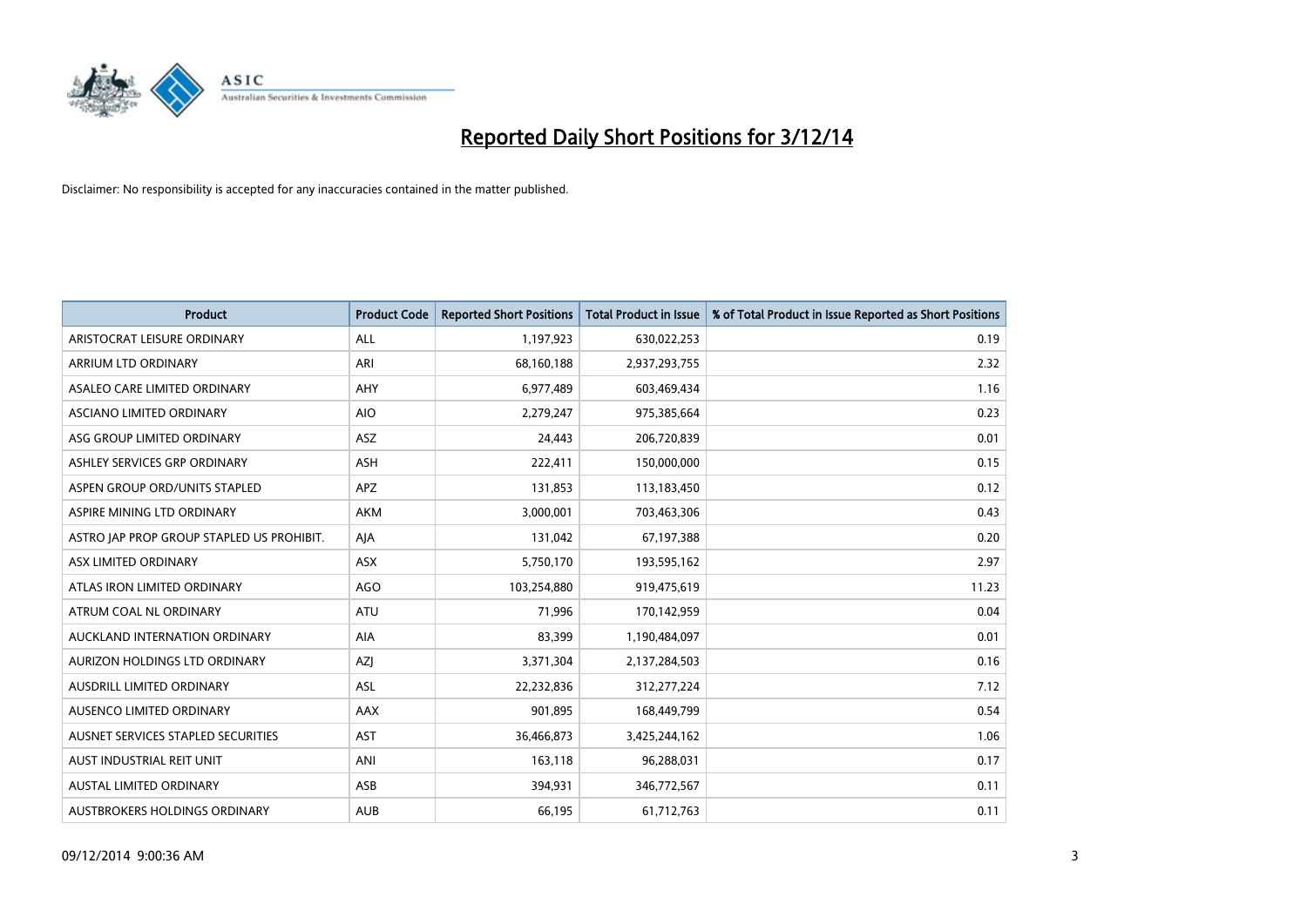# Reported Daily Short Positions for 3/12/14

Disclaimer: No responsibility is accepted for any inaccuracies contained in the matter published.

| Product | Product Code | Reported Short Positions | Total Product in Issue | % of Total Product in Issue Reported as Short Positions |
|---|---|---|---|---|
| ARISTOCRAT LEISURE ORDINARY | ALL | 1,197,923 | 630,022,253 | 0.19 |
| ARRIUM LTD ORDINARY | ARI | 68,160,188 | 2,937,293,755 | 2.32 |
| ASALEO CARE LIMITED ORDINARY | AHY | 6,977,489 | 603,469,434 | 1.16 |
| ASCIANO LIMITED ORDINARY | AIO | 2,279,247 | 975,385,664 | 0.23 |
| ASG GROUP LIMITED ORDINARY | ASZ | 24,443 | 206,720,839 | 0.01 |
| ASHLEY SERVICES GRP ORDINARY | ASH | 222,411 | 150,000,000 | 0.15 |
| ASPEN GROUP ORD/UNITS STAPLED | APZ | 131,853 | 113,183,450 | 0.12 |
| ASPIRE MINING LTD ORDINARY | AKM | 3,000,001 | 703,463,306 | 0.43 |
| ASTRO JAP PROP GROUP STAPLED US PROHIBIT. | AJA | 131,042 | 67,197,388 | 0.20 |
| ASX LIMITED ORDINARY | ASX | 5,750,170 | 193,595,162 | 2.97 |
| ATLAS IRON LIMITED ORDINARY | AGO | 103,254,880 | 919,475,619 | 11.23 |
| ATRUM COAL NL ORDINARY | ATU | 71,996 | 170,142,959 | 0.04 |
| AUCKLAND INTERNATION ORDINARY | AIA | 83,399 | 1,190,484,097 | 0.01 |
| AURIZON HOLDINGS LTD ORDINARY | AZJ | 3,371,304 | 2,137,284,503 | 0.16 |
| AUSDRILL LIMITED ORDINARY | ASL | 22,232,836 | 312,277,224 | 7.12 |
| AUSENCO LIMITED ORDINARY | AAX | 901,895 | 168,449,799 | 0.54 |
| AUSNET SERVICES STAPLED SECURITIES | AST | 36,466,873 | 3,425,244,162 | 1.06 |
| AUST INDUSTRIAL REIT UNIT | ANI | 163,118 | 96,288,031 | 0.17 |
| AUSTAL LIMITED ORDINARY | ASB | 394,931 | 346,772,567 | 0.11 |
| AUSTBROKERS HOLDINGS ORDINARY | AUB | 66,195 | 61,712,763 | 0.11 |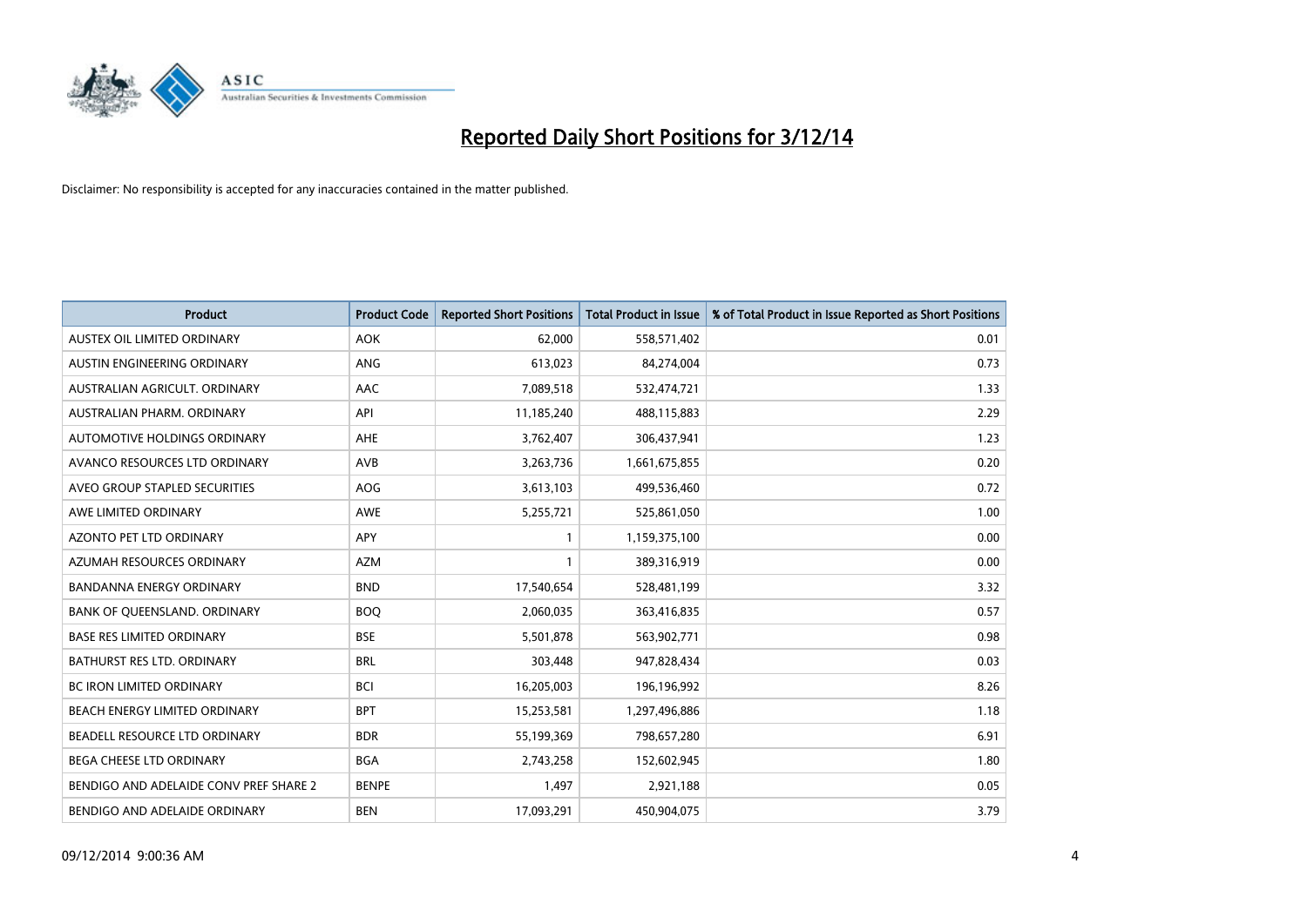# Reported Daily Short Positions for 3/12/14

Disclaimer: No responsibility is accepted for any inaccuracies contained in the matter published.

| Product | Product Code | Reported Short Positions | Total Product in Issue | % of Total Product in Issue Reported as Short Positions |
|---|---|---|---|---|
| AUSTEX OIL LIMITED ORDINARY | AOK | 62,000 | 558,571,402 | 0.01 |
| AUSTIN ENGINEERING ORDINARY | ANG | 613,023 | 84,274,004 | 0.73 |
| AUSTRALIAN AGRICULT. ORDINARY | AAC | 7,089,518 | 532,474,721 | 1.33 |
| AUSTRALIAN PHARM. ORDINARY | API | 11,185,240 | 488,115,883 | 2.29 |
| AUTOMOTIVE HOLDINGS ORDINARY | AHE | 3,762,407 | 306,437,941 | 1.23 |
| AVANCO RESOURCES LTD ORDINARY | AVB | 3,263,736 | 1,661,675,855 | 0.20 |
| AVEO GROUP STAPLED SECURITIES | AOG | 3,613,103 | 499,536,460 | 0.72 |
| AWE LIMITED ORDINARY | AWE | 5,255,721 | 525,861,050 | 1.00 |
| AZONTO PET LTD ORDINARY | APY | 1 | 1,159,375,100 | 0.00 |
| AZUMAH RESOURCES ORDINARY | AZM | 1 | 389,316,919 | 0.00 |
| BANDANNA ENERGY ORDINARY | BND | 17,540,654 | 528,481,199 | 3.32 |
| BANK OF QUEENSLAND. ORDINARY | BOQ | 2,060,035 | 363,416,835 | 0.57 |
| BASE RES LIMITED ORDINARY | BSE | 5,501,878 | 563,902,771 | 0.98 |
| BATHURST RES LTD. ORDINARY | BRL | 303,448 | 947,828,434 | 0.03 |
| BC IRON LIMITED ORDINARY | BCI | 16,205,003 | 196,196,992 | 8.26 |
| BEACH ENERGY LIMITED ORDINARY | BPT | 15,253,581 | 1,297,496,886 | 1.18 |
| BEADELL RESOURCE LTD ORDINARY | BDR | 55,199,369 | 798,657,280 | 6.91 |
| BEGA CHEESE LTD ORDINARY | BGA | 2,743,258 | 152,602,945 | 1.80 |
| BENDIGO AND ADELAIDE CONV PREF SHARE 2 | BENPE | 1,497 | 2,921,188 | 0.05 |
| BENDIGO AND ADELAIDE ORDINARY | BEN | 17,093,291 | 450,904,075 | 3.79 |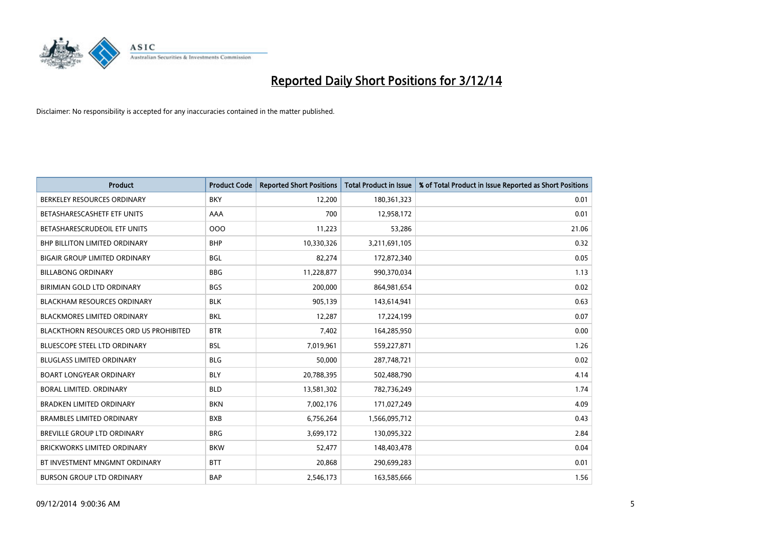# Reported Daily Short Positions for 3/12/14

Disclaimer: No responsibility is accepted for any inaccuracies contained in the matter published.

| Product | Product Code | Reported Short Positions | Total Product in Issue | % of Total Product in Issue Reported as Short Positions |
|---|---|---|---|---|
| BERKELEY RESOURCES ORDINARY | BKY | 12,200 | 180,361,323 | 0.01 |
| BETASHARESCASHETF ETF UNITS | AAA | 700 | 12,958,172 | 0.01 |
| BETASHARESCRUDEOIL ETF UNITS | OOO | 11,223 | 53,286 | 21.06 |
| BHP BILLITON LIMITED ORDINARY | BHP | 10,330,326 | 3,211,691,105 | 0.32 |
| BIGAIR GROUP LIMITED ORDINARY | BGL | 82,274 | 172,872,340 | 0.05 |
| BILLABONG ORDINARY | BBG | 11,228,877 | 990,370,034 | 1.13 |
| BIRIMIAN GOLD LTD ORDINARY | BGS | 200,000 | 864,981,654 | 0.02 |
| BLACKHAM RESOURCES ORDINARY | BLK | 905,139 | 143,614,941 | 0.63 |
| BLACKMORES LIMITED ORDINARY | BKL | 12,287 | 17,224,199 | 0.07 |
| BLACKTHORN RESOURCES ORD US PROHIBITED | BTR | 7,402 | 164,285,950 | 0.00 |
| BLUESCOPE STEEL LTD ORDINARY | BSL | 7,019,961 | 559,227,871 | 1.26 |
| BLUGLASS LIMITED ORDINARY | BLG | 50,000 | 287,748,721 | 0.02 |
| BOART LONGYEAR ORDINARY | BLY | 20,788,395 | 502,488,790 | 4.14 |
| BORAL LIMITED. ORDINARY | BLD | 13,581,302 | 782,736,249 | 1.74 |
| BRADKEN LIMITED ORDINARY | BKN | 7,002,176 | 171,027,249 | 4.09 |
| BRAMBLES LIMITED ORDINARY | BXB | 6,756,264 | 1,566,095,712 | 0.43 |
| BREVILLE GROUP LTD ORDINARY | BRG | 3,699,172 | 130,095,322 | 2.84 |
| BRICKWORKS LIMITED ORDINARY | BKW | 52,477 | 148,403,478 | 0.04 |
| BT INVESTMENT MNGMNT ORDINARY | BTT | 20,868 | 290,699,283 | 0.01 |
| BURSON GROUP LTD ORDINARY | BAP | 2,546,173 | 163,585,666 | 1.56 |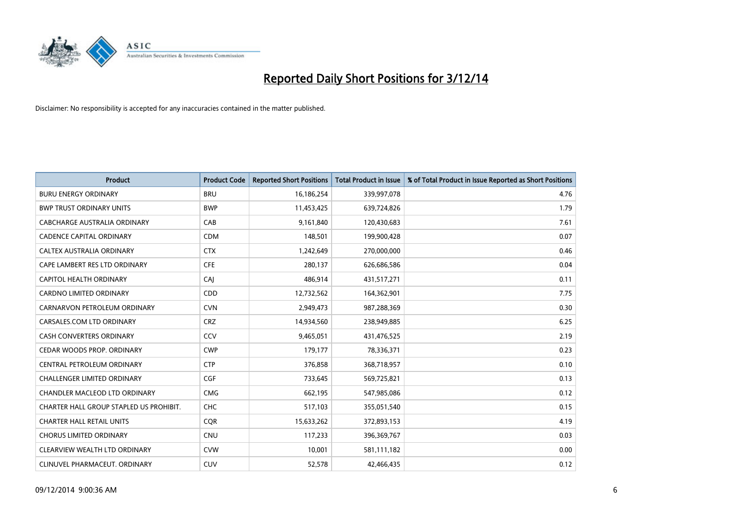# Reported Daily Short Positions for 3/12/14

Disclaimer: No responsibility is accepted for any inaccuracies contained in the matter published.

| Product | Product Code | Reported Short Positions | Total Product in Issue | % of Total Product in Issue Reported as Short Positions |
|---|---|---|---|---|
| BURU ENERGY ORDINARY | BRU | 16,186,254 | 339,997,078 | 4.76 |
| BWP TRUST ORDINARY UNITS | BWP | 11,453,425 | 639,724,826 | 1.79 |
| CABCHARGE AUSTRALIA ORDINARY | CAB | 9,161,840 | 120,430,683 | 7.61 |
| CADENCE CAPITAL ORDINARY | CDM | 148,501 | 199,900,428 | 0.07 |
| CALTEX AUSTRALIA ORDINARY | CTX | 1,242,649 | 270,000,000 | 0.46 |
| CAPE LAMBERT RES LTD ORDINARY | CFE | 280,137 | 626,686,586 | 0.04 |
| CAPITOL HEALTH ORDINARY | CAJ | 486,914 | 431,517,271 | 0.11 |
| CARDNO LIMITED ORDINARY | CDD | 12,732,562 | 164,362,901 | 7.75 |
| CARNARVON PETROLEUM ORDINARY | CVN | 2,949,473 | 987,288,369 | 0.30 |
| CARSALES.COM LTD ORDINARY | CRZ | 14,934,560 | 238,949,885 | 6.25 |
| CASH CONVERTERS ORDINARY | CCV | 9,465,051 | 431,476,525 | 2.19 |
| CEDAR WOODS PROP. ORDINARY | CWP | 179,177 | 78,336,371 | 0.23 |
| CENTRAL PETROLEUM ORDINARY | CTP | 376,858 | 368,718,957 | 0.10 |
| CHALLENGER LIMITED ORDINARY | CGF | 733,645 | 569,725,821 | 0.13 |
| CHANDLER MACLEOD LTD ORDINARY | CMG | 662,195 | 547,985,086 | 0.12 |
| CHARTER HALL GROUP STAPLED US PROHIBIT. | CHC | 517,103 | 355,051,540 | 0.15 |
| CHARTER HALL RETAIL UNITS | CQR | 15,633,262 | 372,893,153 | 4.19 |
| CHORUS LIMITED ORDINARY | CNU | 117,233 | 396,369,767 | 0.03 |
| CLEARVIEW WEALTH LTD ORDINARY | CVW | 10,001 | 581,111,182 | 0.00 |
| CLINUVEL PHARMACEUT. ORDINARY | CUV | 52,578 | 42,466,435 | 0.12 |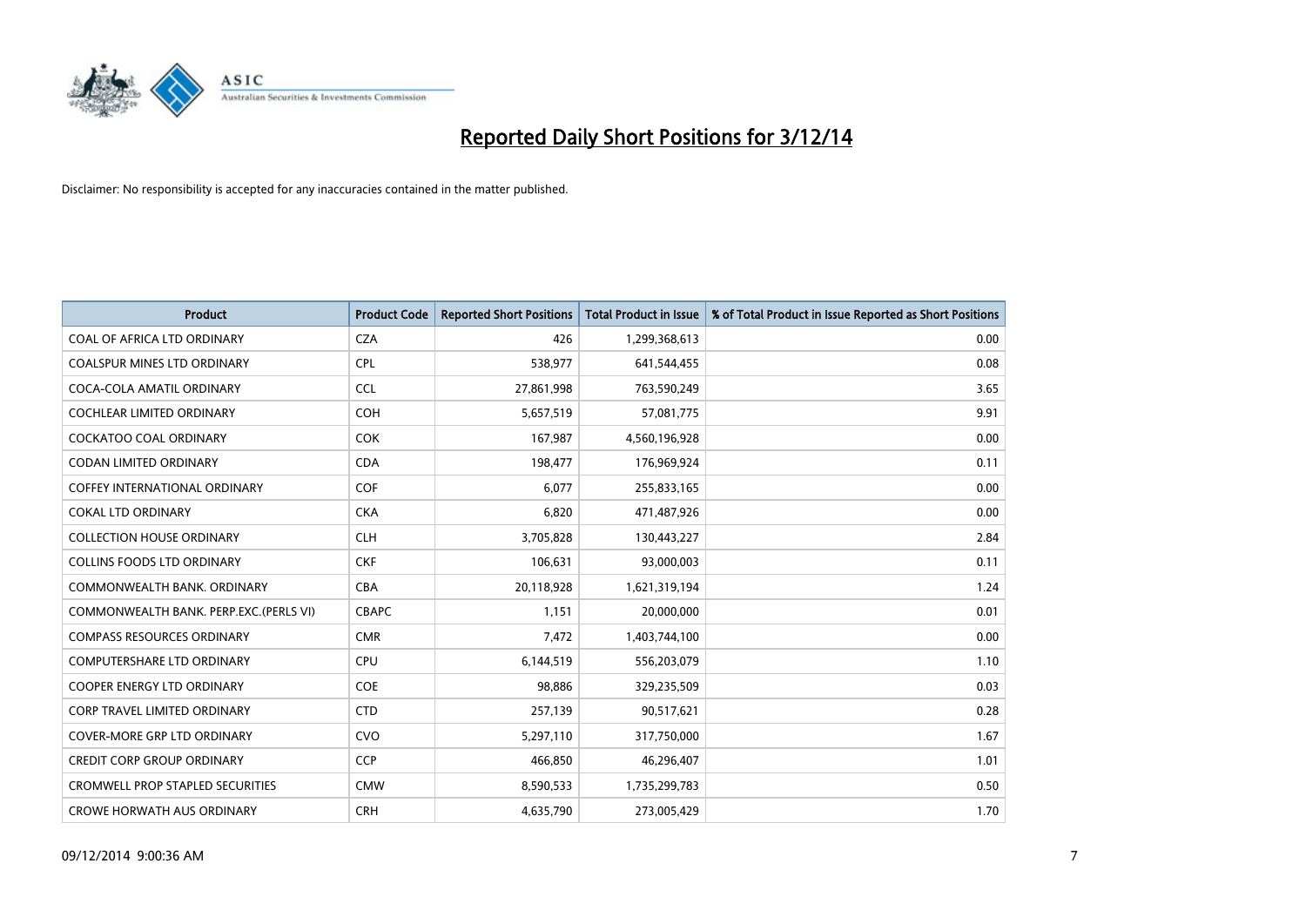# Reported Daily Short Positions for 3/12/14

Disclaimer: No responsibility is accepted for any inaccuracies contained in the matter published.

| Product | Product Code | Reported Short Positions | Total Product in Issue | % of Total Product in Issue Reported as Short Positions |
|---|---|---|---|---|
| COAL OF AFRICA LTD ORDINARY | CZA | 426 | 1,299,368,613 | 0.00 |
| COALSPUR MINES LTD ORDINARY | CPL | 538,977 | 641,544,455 | 0.08 |
| COCA-COLA AMATIL ORDINARY | CCL | 27,861,998 | 763,590,249 | 3.65 |
| COCHLEAR LIMITED ORDINARY | COH | 5,657,519 | 57,081,775 | 9.91 |
| COCKATOO COAL ORDINARY | COK | 167,987 | 4,560,196,928 | 0.00 |
| CODAN LIMITED ORDINARY | CDA | 198,477 | 176,969,924 | 0.11 |
| COFFEY INTERNATIONAL ORDINARY | COF | 6,077 | 255,833,165 | 0.00 |
| COKAL LTD ORDINARY | CKA | 6,820 | 471,487,926 | 0.00 |
| COLLECTION HOUSE ORDINARY | CLH | 3,705,828 | 130,443,227 | 2.84 |
| COLLINS FOODS LTD ORDINARY | CKF | 106,631 | 93,000,003 | 0.11 |
| COMMONWEALTH BANK. ORDINARY | CBA | 20,118,928 | 1,621,319,194 | 1.24 |
| COMMONWEALTH BANK. PERP.EXC.(PERLS VI) | CBAPC | 1,151 | 20,000,000 | 0.01 |
| COMPASS RESOURCES ORDINARY | CMR | 7,472 | 1,403,744,100 | 0.00 |
| COMPUTERSHARE LTD ORDINARY | CPU | 6,144,519 | 556,203,079 | 1.10 |
| COOPER ENERGY LTD ORDINARY | COE | 98,886 | 329,235,509 | 0.03 |
| CORP TRAVEL LIMITED ORDINARY | CTD | 257,139 | 90,517,621 | 0.28 |
| COVER-MORE GRP LTD ORDINARY | CVO | 5,297,110 | 317,750,000 | 1.67 |
| CREDIT CORP GROUP ORDINARY | CCP | 466,850 | 46,296,407 | 1.01 |
| CROMWELL PROP STAPLED SECURITIES | CMW | 8,590,533 | 1,735,299,783 | 0.50 |
| CROWE HORWATH AUS ORDINARY | CRH | 4,635,790 | 273,005,429 | 1.70 |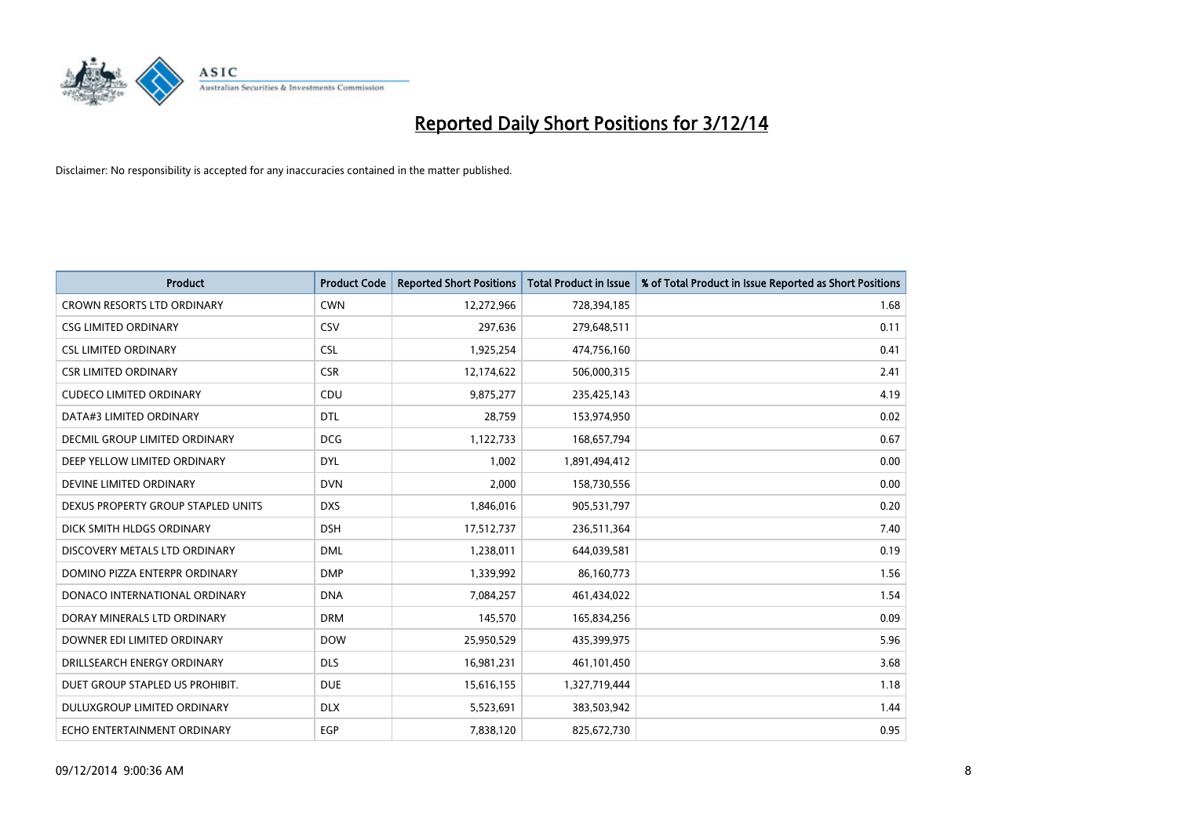# Reported Daily Short Positions for 3/12/14

Disclaimer: No responsibility is accepted for any inaccuracies contained in the matter published.

| Product | Product Code | Reported Short Positions | Total Product in Issue | % of Total Product in Issue Reported as Short Positions |
|---|---|---|---|---|
| CROWN RESORTS LTD ORDINARY | CWN | 12,272,966 | 728,394,185 | 1.68 |
| CSG LIMITED ORDINARY | CSV | 297,636 | 279,648,511 | 0.11 |
| CSL LIMITED ORDINARY | CSL | 1,925,254 | 474,756,160 | 0.41 |
| CSR LIMITED ORDINARY | CSR | 12,174,622 | 506,000,315 | 2.41 |
| CUDECO LIMITED ORDINARY | CDU | 9,875,277 | 235,425,143 | 4.19 |
| DATA#3 LIMITED ORDINARY | DTL | 28,759 | 153,974,950 | 0.02 |
| DECMIL GROUP LIMITED ORDINARY | DCG | 1,122,733 | 168,657,794 | 0.67 |
| DEEP YELLOW LIMITED ORDINARY | DYL | 1,002 | 1,891,494,412 | 0.00 |
| DEVINE LIMITED ORDINARY | DVN | 2,000 | 158,730,556 | 0.00 |
| DEXUS PROPERTY GROUP STAPLED UNITS | DXS | 1,846,016 | 905,531,797 | 0.20 |
| DICK SMITH HLDGS ORDINARY | DSH | 17,512,737 | 236,511,364 | 7.40 |
| DISCOVERY METALS LTD ORDINARY | DML | 1,238,011 | 644,039,581 | 0.19 |
| DOMINO PIZZA ENTERPR ORDINARY | DMP | 1,339,992 | 86,160,773 | 1.56 |
| DONACO INTERNATIONAL ORDINARY | DNA | 7,084,257 | 461,434,022 | 1.54 |
| DORAY MINERALS LTD ORDINARY | DRM | 145,570 | 165,834,256 | 0.09 |
| DOWNER EDI LIMITED ORDINARY | DOW | 25,950,529 | 435,399,975 | 5.96 |
| DRILLSEARCH ENERGY ORDINARY | DLS | 16,981,231 | 461,101,450 | 3.68 |
| DUET GROUP STAPLED US PROHIBIT. | DUE | 15,616,155 | 1,327,719,444 | 1.18 |
| DULUXGROUP LIMITED ORDINARY | DLX | 5,523,691 | 383,503,942 | 1.44 |
| ECHO ENTERTAINMENT ORDINARY | EGP | 7,838,120 | 825,672,730 | 0.95 |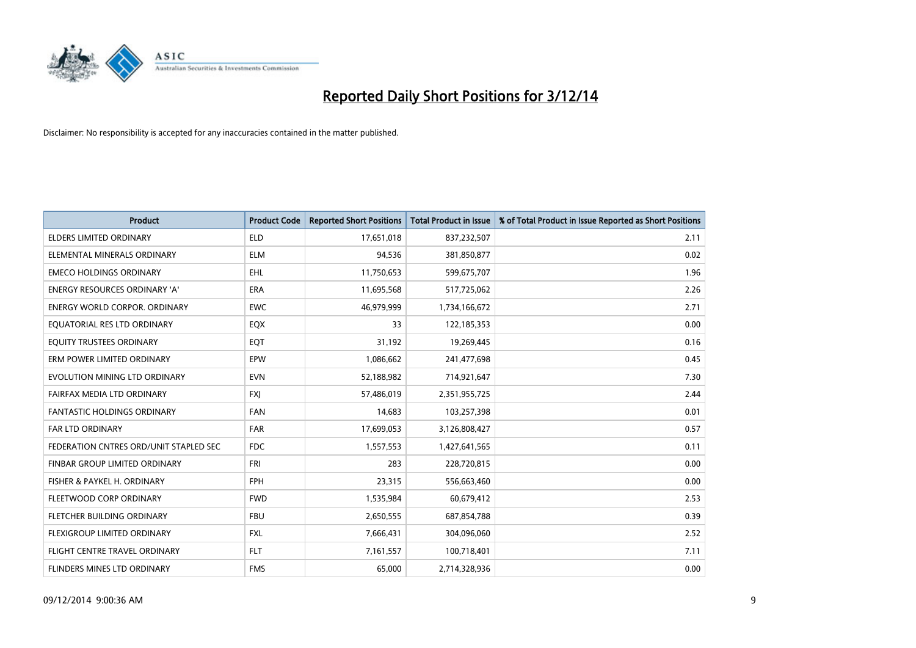# Reported Daily Short Positions for 3/12/14

Disclaimer: No responsibility is accepted for any inaccuracies contained in the matter published.

| Product | Product Code | Reported Short Positions | Total Product in Issue | % of Total Product in Issue Reported as Short Positions |
|---|---|---|---|---|
| ELDERS LIMITED ORDINARY | ELD | 17,651,018 | 837,232,507 | 2.11 |
| ELEMENTAL MINERALS ORDINARY | ELM | 94,536 | 381,850,877 | 0.02 |
| EMECO HOLDINGS ORDINARY | EHL | 11,750,653 | 599,675,707 | 1.96 |
| ENERGY RESOURCES ORDINARY 'A' | ERA | 11,695,568 | 517,725,062 | 2.26 |
| ENERGY WORLD CORPOR. ORDINARY | EWC | 46,979,999 | 1,734,166,672 | 2.71 |
| EQUATORIAL RES LTD ORDINARY | EQX | 33 | 122,185,353 | 0.00 |
| EQUITY TRUSTEES ORDINARY | EQT | 31,192 | 19,269,445 | 0.16 |
| ERM POWER LIMITED ORDINARY | EPW | 1,086,662 | 241,477,698 | 0.45 |
| EVOLUTION MINING LTD ORDINARY | EVN | 52,188,982 | 714,921,647 | 7.30 |
| FAIRFAX MEDIA LTD ORDINARY | FXJ | 57,486,019 | 2,351,955,725 | 2.44 |
| FANTASTIC HOLDINGS ORDINARY | FAN | 14,683 | 103,257,398 | 0.01 |
| FAR LTD ORDINARY | FAR | 17,699,053 | 3,126,808,427 | 0.57 |
| FEDERATION CNTRES ORD/UNIT STAPLED SEC | FDC | 1,557,553 | 1,427,641,565 | 0.11 |
| FINBAR GROUP LIMITED ORDINARY | FRI | 283 | 228,720,815 | 0.00 |
| FISHER & PAYKEL H. ORDINARY | FPH | 23,315 | 556,663,460 | 0.00 |
| FLEETWOOD CORP ORDINARY | FWD | 1,535,984 | 60,679,412 | 2.53 |
| FLETCHER BUILDING ORDINARY | FBU | 2,650,555 | 687,854,788 | 0.39 |
| FLEXIGROUP LIMITED ORDINARY | FXL | 7,666,431 | 304,096,060 | 2.52 |
| FLIGHT CENTRE TRAVEL ORDINARY | FLT | 7,161,557 | 100,718,401 | 7.11 |
| FLINDERS MINES LTD ORDINARY | FMS | 65,000 | 2,714,328,936 | 0.00 |

09/12/2014 9:00:36 AM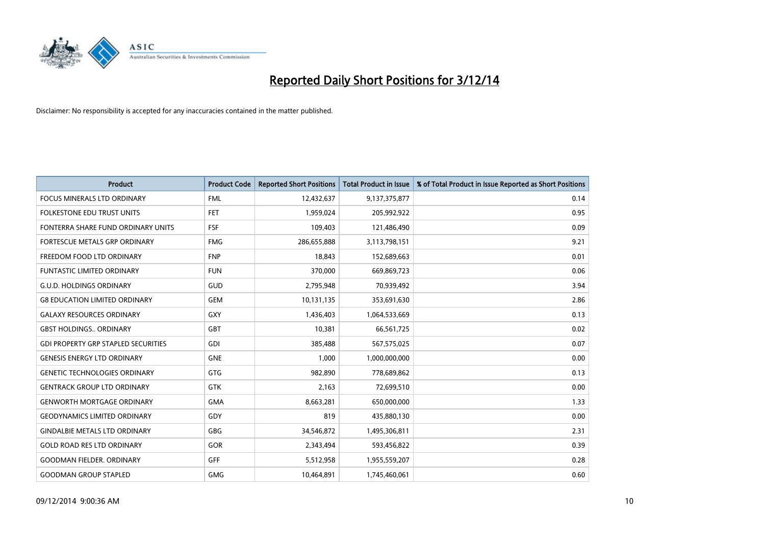# Reported Daily Short Positions for 3/12/14

Disclaimer: No responsibility is accepted for any inaccuracies contained in the matter published.

| Product | Product Code | Reported Short Positions | Total Product in Issue | % of Total Product in Issue Reported as Short Positions |
|---|---|---|---|---|
| FOCUS MINERALS LTD ORDINARY | FML | 12,432,637 | 9,137,375,877 | 0.14 |
| FOLKESTONE EDU TRUST UNITS | FET | 1,959,024 | 205,992,922 | 0.95 |
| FONTERRA SHARE FUND ORDINARY UNITS | FSF | 109,403 | 121,486,490 | 0.09 |
| FORTESCUE METALS GRP ORDINARY | FMG | 286,655,888 | 3,113,798,151 | 9.21 |
| FREEDOM FOOD LTD ORDINARY | FNP | 18,843 | 152,689,663 | 0.01 |
| FUNTASTIC LIMITED ORDINARY | FUN | 370,000 | 669,869,723 | 0.06 |
| G.U.D. HOLDINGS ORDINARY | GUD | 2,795,948 | 70,939,492 | 3.94 |
| G8 EDUCATION LIMITED ORDINARY | GEM | 10,131,135 | 353,691,630 | 2.86 |
| GALAXY RESOURCES ORDINARY | GXY | 1,436,403 | 1,064,533,669 | 0.13 |
| GBST HOLDINGS.. ORDINARY | GBT | 10,381 | 66,561,725 | 0.02 |
| GDI PROPERTY GRP STAPLED SECURITIES | GDI | 385,488 | 567,575,025 | 0.07 |
| GENESIS ENERGY LTD ORDINARY | GNE | 1,000 | 1,000,000,000 | 0.00 |
| GENETIC TECHNOLOGIES ORDINARY | GTG | 982,890 | 778,689,862 | 0.13 |
| GENTRACK GROUP LTD ORDINARY | GTK | 2,163 | 72,699,510 | 0.00 |
| GENWORTH MORTGAGE ORDINARY | GMA | 8,663,281 | 650,000,000 | 1.33 |
| GEODYNAMICS LIMITED ORDINARY | GDY | 819 | 435,880,130 | 0.00 |
| GINDALBIE METALS LTD ORDINARY | GBG | 34,546,872 | 1,495,306,811 | 2.31 |
| GOLD ROAD RES LTD ORDINARY | GOR | 2,343,494 | 593,456,822 | 0.39 |
| GOODMAN FIELDER. ORDINARY | GFF | 5,512,958 | 1,955,559,207 | 0.28 |
| GOODMAN GROUP STAPLED | GMG | 10,464,891 | 1,745,460,061 | 0.60 |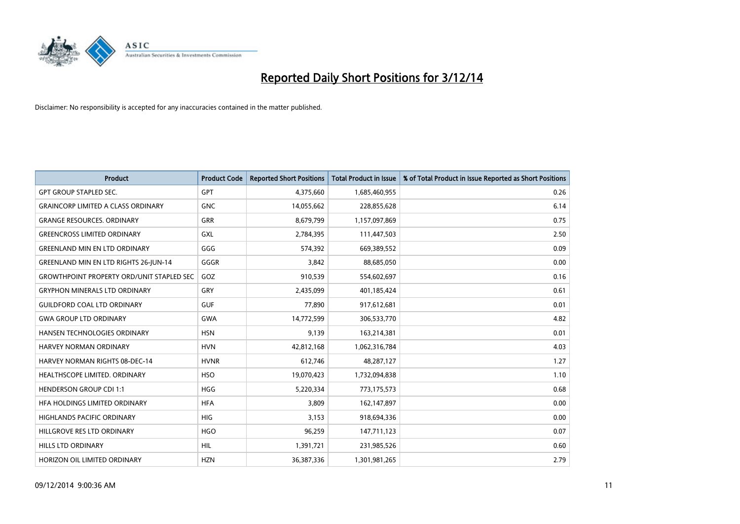# Reported Daily Short Positions for 3/12/14

Disclaimer: No responsibility is accepted for any inaccuracies contained in the matter published.

| Product | Product Code | Reported Short Positions | Total Product in Issue | % of Total Product in Issue Reported as Short Positions |
|---|---|---|---|---|
| GPT GROUP STAPLED SEC. | GPT | 4,375,660 | 1,685,460,955 | 0.26 |
| GRAINCORP LIMITED A CLASS ORDINARY | GNC | 14,055,662 | 228,855,628 | 6.14 |
| GRANGE RESOURCES. ORDINARY | GRR | 8,679,799 | 1,157,097,869 | 0.75 |
| GREENCROSS LIMITED ORDINARY | GXL | 2,784,395 | 111,447,503 | 2.50 |
| GREENLAND MIN EN LTD ORDINARY | GGG | 574,392 | 669,389,552 | 0.09 |
| GREENLAND MIN EN LTD RIGHTS 26-JUN-14 | GGGR | 3,842 | 88,685,050 | 0.00 |
| GROWTHPOINT PROPERTY ORD/UNIT STAPLED SEC | GOZ | 910,539 | 554,602,697 | 0.16 |
| GRYPHON MINERALS LTD ORDINARY | GRY | 2,435,099 | 401,185,424 | 0.61 |
| GUILDFORD COAL LTD ORDINARY | GUF | 77,890 | 917,612,681 | 0.01 |
| GWA GROUP LTD ORDINARY | GWA | 14,772,599 | 306,533,770 | 4.82 |
| HANSEN TECHNOLOGIES ORDINARY | HSN | 9,139 | 163,214,381 | 0.01 |
| HARVEY NORMAN ORDINARY | HVN | 42,812,168 | 1,062,316,784 | 4.03 |
| HARVEY NORMAN RIGHTS 08-DEC-14 | HVNR | 612,746 | 48,287,127 | 1.27 |
| HEALTHSCOPE LIMITED. ORDINARY | HSO | 19,070,423 | 1,732,094,838 | 1.10 |
| HENDERSON GROUP CDI 1:1 | HGG | 5,220,334 | 773,175,573 | 0.68 |
| HFA HOLDINGS LIMITED ORDINARY | HFA | 3,809 | 162,147,897 | 0.00 |
| HIGHLANDS PACIFIC ORDINARY | HIG | 3,153 | 918,694,336 | 0.00 |
| HILLGROVE RES LTD ORDINARY | HGO | 96,259 | 147,711,123 | 0.07 |
| HILLS LTD ORDINARY | HIL | 1,391,721 | 231,985,526 | 0.60 |
| HORIZON OIL LIMITED ORDINARY | HZN | 36,387,336 | 1,301,981,265 | 2.79 |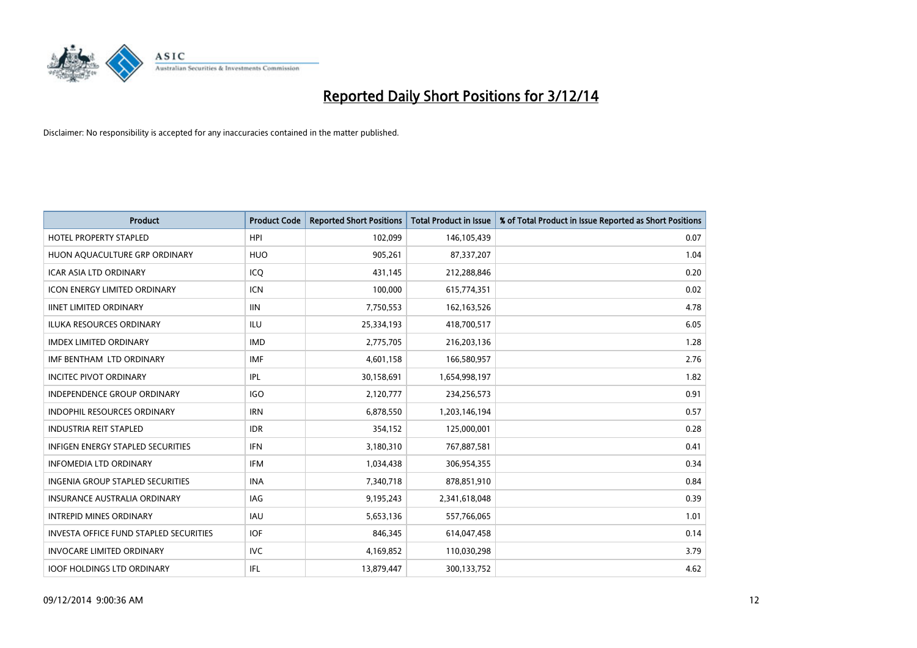# Reported Daily Short Positions for 3/12/14

Disclaimer: No responsibility is accepted for any inaccuracies contained in the matter published.

| Product | Product Code | Reported Short Positions | Total Product in Issue | % of Total Product in Issue Reported as Short Positions |
|---|---|---|---|---|
| HOTEL PROPERTY STAPLED | HPI | 102,099 | 146,105,439 | 0.07 |
| HUON AQUACULTURE GRP ORDINARY | HUO | 905,261 | 87,337,207 | 1.04 |
| ICAR ASIA LTD ORDINARY | ICQ | 431,145 | 212,288,846 | 0.20 |
| ICON ENERGY LIMITED ORDINARY | ICN | 100,000 | 615,774,351 | 0.02 |
| IINET LIMITED ORDINARY | IIN | 7,750,553 | 162,163,526 | 4.78 |
| ILUKA RESOURCES ORDINARY | ILU | 25,334,193 | 418,700,517 | 6.05 |
| IMDEX LIMITED ORDINARY | IMD | 2,775,705 | 216,203,136 | 1.28 |
| IMF BENTHAM LTD ORDINARY | IMF | 4,601,158 | 166,580,957 | 2.76 |
| INCITEC PIVOT ORDINARY | IPL | 30,158,691 | 1,654,998,197 | 1.82 |
| INDEPENDENCE GROUP ORDINARY | IGO | 2,120,777 | 234,256,573 | 0.91 |
| INDOPHIL RESOURCES ORDINARY | IRN | 6,878,550 | 1,203,146,194 | 0.57 |
| INDUSTRIA REIT STAPLED | IDR | 354,152 | 125,000,001 | 0.28 |
| INFIGEN ENERGY STAPLED SECURITIES | IFN | 3,180,310 | 767,887,581 | 0.41 |
| INFOMEDIA LTD ORDINARY | IFM | 1,034,438 | 306,954,355 | 0.34 |
| INGENIA GROUP STAPLED SECURITIES | INA | 7,340,718 | 878,851,910 | 0.84 |
| INSURANCE AUSTRALIA ORDINARY | IAG | 9,195,243 | 2,341,618,048 | 0.39 |
| INTREPID MINES ORDINARY | IAU | 5,653,136 | 557,766,065 | 1.01 |
| INVESTA OFFICE FUND STAPLED SECURITIES | IOF | 846,345 | 614,047,458 | 0.14 |
| INVOCARE LIMITED ORDINARY | IVC | 4,169,852 | 110,030,298 | 3.79 |
| IOOF HOLDINGS LTD ORDINARY | IFL | 13,879,447 | 300,133,752 | 4.62 |

09/12/2014 9:00:36 AM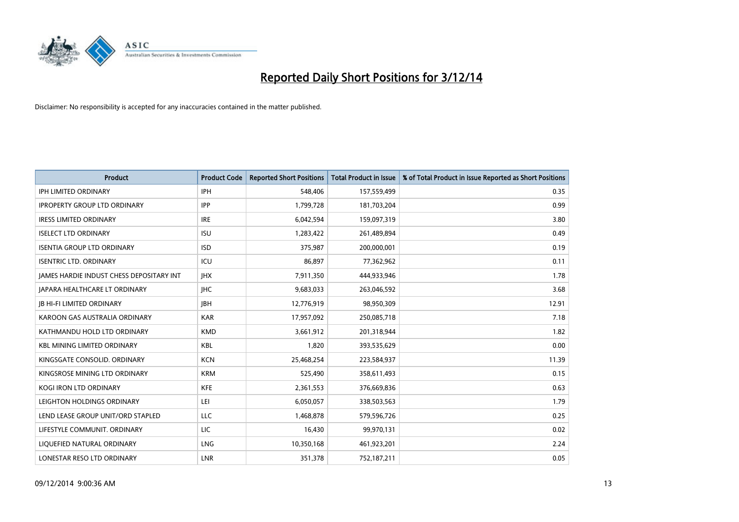# Reported Daily Short Positions for 3/12/14

Disclaimer: No responsibility is accepted for any inaccuracies contained in the matter published.

| Product | Product Code | Reported Short Positions | Total Product in Issue | % of Total Product in Issue Reported as Short Positions |
|---|---|---|---|---|
| IPH LIMITED ORDINARY | IPH | 548,406 | 157,559,499 | 0.35 |
| IPROPERTY GROUP LTD ORDINARY | IPP | 1,799,728 | 181,703,204 | 0.99 |
| IRESS LIMITED ORDINARY | IRE | 6,042,594 | 159,097,319 | 3.80 |
| ISELECT LTD ORDINARY | ISU | 1,283,422 | 261,489,894 | 0.49 |
| ISENTIA GROUP LTD ORDINARY | ISD | 375,987 | 200,000,001 | 0.19 |
| ISENTRIC LTD. ORDINARY | ICU | 86,897 | 77,362,962 | 0.11 |
| JAMES HARDIE INDUST CHESS DEPOSITARY INT | JHX | 7,911,350 | 444,933,946 | 1.78 |
| JAPARA HEALTHCARE LT ORDINARY | JHC | 9,683,033 | 263,046,592 | 3.68 |
| JB HI-FI LIMITED ORDINARY | JBH | 12,776,919 | 98,950,309 | 12.91 |
| KAROON GAS AUSTRALIA ORDINARY | KAR | 17,957,092 | 250,085,718 | 7.18 |
| KATHMANDU HOLD LTD ORDINARY | KMD | 3,661,912 | 201,318,944 | 1.82 |
| KBL MINING LIMITED ORDINARY | KBL | 1,820 | 393,535,629 | 0.00 |
| KINGSGATE CONSOLID. ORDINARY | KCN | 25,468,254 | 223,584,937 | 11.39 |
| KINGSROSE MINING LTD ORDINARY | KRM | 525,490 | 358,611,493 | 0.15 |
| KOGI IRON LTD ORDINARY | KFE | 2,361,553 | 376,669,836 | 0.63 |
| LEIGHTON HOLDINGS ORDINARY | LEI | 6,050,057 | 338,503,563 | 1.79 |
| LEND LEASE GROUP UNIT/ORD STAPLED | LLC | 1,468,878 | 579,596,726 | 0.25 |
| LIFESTYLE COMMUNIT. ORDINARY | LIC | 16,430 | 99,970,131 | 0.02 |
| LIQUEFIED NATURAL ORDINARY | LNG | 10,350,168 | 461,923,201 | 2.24 |
| LONESTAR RESO LTD ORDINARY | LNR | 351,378 | 752,187,211 | 0.05 |

09/12/2014 9:00:36 AM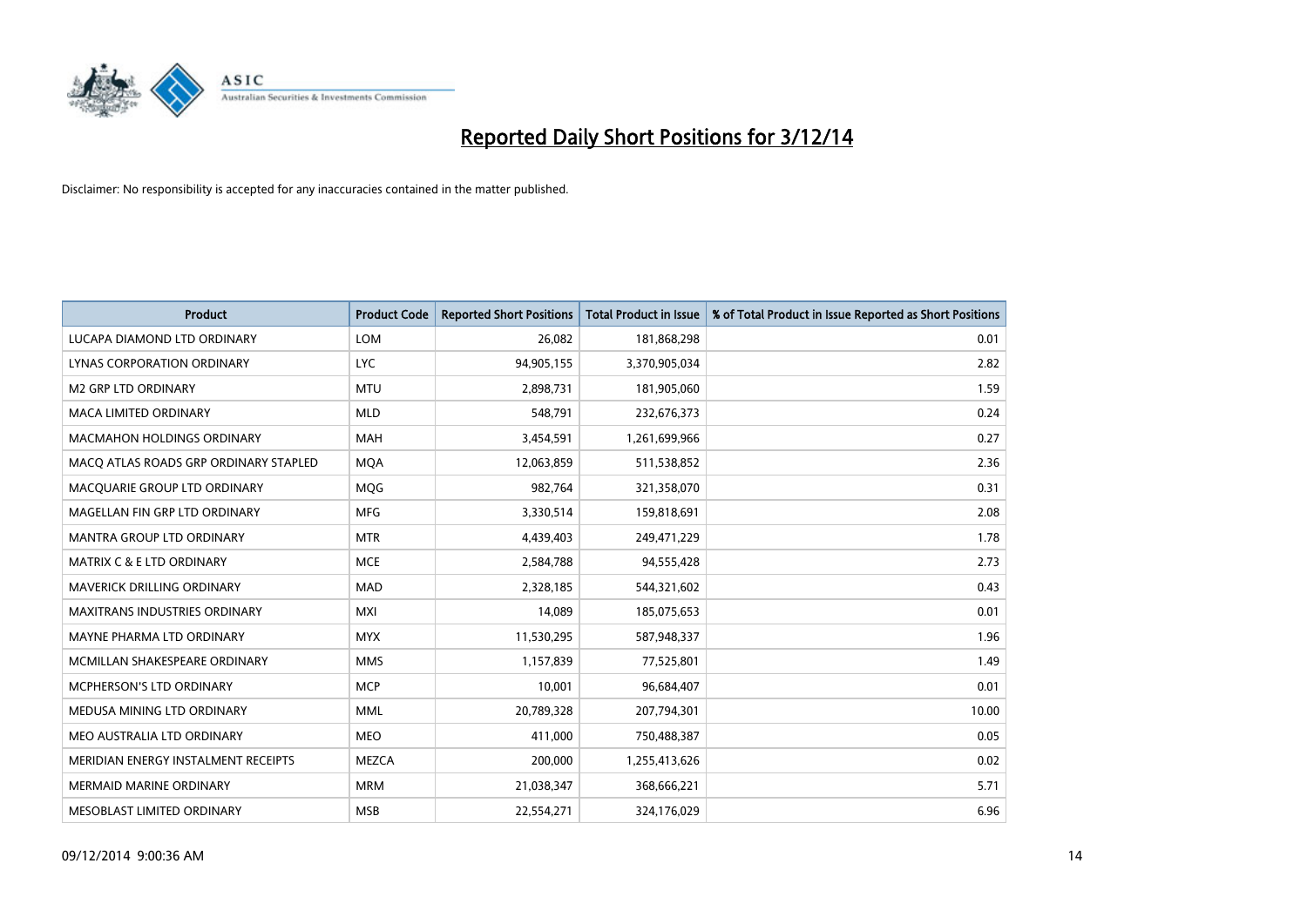# Reported Daily Short Positions for 3/12/14

Disclaimer: No responsibility is accepted for any inaccuracies contained in the matter published.

| Product | Product Code | Reported Short Positions | Total Product in Issue | % of Total Product in Issue Reported as Short Positions |
|---|---|---|---|---|
| LUCAPA DIAMOND LTD ORDINARY | LOM | 26,082 | 181,868,298 | 0.01 |
| LYNAS CORPORATION ORDINARY | LYC | 94,905,155 | 3,370,905,034 | 2.82 |
| M2 GRP LTD ORDINARY | MTU | 2,898,731 | 181,905,060 | 1.59 |
| MACA LIMITED ORDINARY | MLD | 548,791 | 232,676,373 | 0.24 |
| MACMAHON HOLDINGS ORDINARY | MAH | 3,454,591 | 1,261,699,966 | 0.27 |
| MACQ ATLAS ROADS GRP ORDINARY STAPLED | MQA | 12,063,859 | 511,538,852 | 2.36 |
| MACQUARIE GROUP LTD ORDINARY | MQG | 982,764 | 321,358,070 | 0.31 |
| MAGELLAN FIN GRP LTD ORDINARY | MFG | 3,330,514 | 159,818,691 | 2.08 |
| MANTRA GROUP LTD ORDINARY | MTR | 4,439,403 | 249,471,229 | 1.78 |
| MATRIX C & E LTD ORDINARY | MCE | 2,584,788 | 94,555,428 | 2.73 |
| MAVERICK DRILLING ORDINARY | MAD | 2,328,185 | 544,321,602 | 0.43 |
| MAXITRANS INDUSTRIES ORDINARY | MXI | 14,089 | 185,075,653 | 0.01 |
| MAYNE PHARMA LTD ORDINARY | MYX | 11,530,295 | 587,948,337 | 1.96 |
| MCMILLAN SHAKESPEARE ORDINARY | MMS | 1,157,839 | 77,525,801 | 1.49 |
| MCPHERSON'S LTD ORDINARY | MCP | 10,001 | 96,684,407 | 0.01 |
| MEDUSA MINING LTD ORDINARY | MML | 20,789,328 | 207,794,301 | 10.00 |
| MEO AUSTRALIA LTD ORDINARY | MEO | 411,000 | 750,488,387 | 0.05 |
| MERIDIAN ENERGY INSTALMENT RECEIPTS | MEZCA | 200,000 | 1,255,413,626 | 0.02 |
| MERMAID MARINE ORDINARY | MRM | 21,038,347 | 368,666,221 | 5.71 |
| MESOBLAST LIMITED ORDINARY | MSB | 22,554,271 | 324,176,029 | 6.96 |

09/12/2014 9:00:36 AM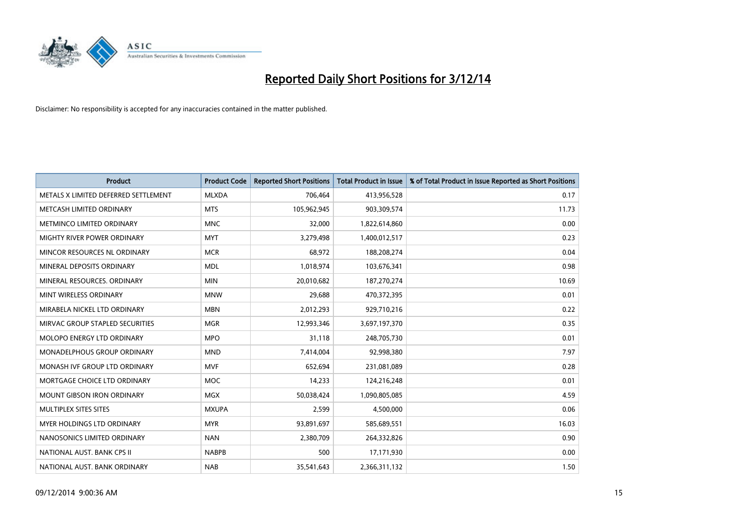# Reported Daily Short Positions for 3/12/14

Disclaimer: No responsibility is accepted for any inaccuracies contained in the matter published.

| Product | Product Code | Reported Short Positions | Total Product in Issue | % of Total Product in Issue Reported as Short Positions |
|---|---|---|---|---|
| METALS X LIMITED DEFERRED SETTLEMENT | MLXDA | 706,464 | 413,956,528 | 0.17 |
| METCASH LIMITED ORDINARY | MTS | 105,962,945 | 903,309,574 | 11.73 |
| METMINCO LIMITED ORDINARY | MNC | 32,000 | 1,822,614,860 | 0.00 |
| MIGHTY RIVER POWER ORDINARY | MYT | 3,279,498 | 1,400,012,517 | 0.23 |
| MINCOR RESOURCES NL ORDINARY | MCR | 68,972 | 188,208,274 | 0.04 |
| MINERAL DEPOSITS ORDINARY | MDL | 1,018,974 | 103,676,341 | 0.98 |
| MINERAL RESOURCES. ORDINARY | MIN | 20,010,682 | 187,270,274 | 10.69 |
| MINT WIRELESS ORDINARY | MNW | 29,688 | 470,372,395 | 0.01 |
| MIRABELA NICKEL LTD ORDINARY | MBN | 2,012,293 | 929,710,216 | 0.22 |
| MIRVAC GROUP STAPLED SECURITIES | MGR | 12,993,346 | 3,697,197,370 | 0.35 |
| MOLOPO ENERGY LTD ORDINARY | MPO | 31,118 | 248,705,730 | 0.01 |
| MONADELPHOUS GROUP ORDINARY | MND | 7,414,004 | 92,998,380 | 7.97 |
| MONASH IVF GROUP LTD ORDINARY | MVF | 652,694 | 231,081,089 | 0.28 |
| MORTGAGE CHOICE LTD ORDINARY | MOC | 14,233 | 124,216,248 | 0.01 |
| MOUNT GIBSON IRON ORDINARY | MGX | 50,038,424 | 1,090,805,085 | 4.59 |
| MULTIPLEX SITES SITES | MXUPA | 2,599 | 4,500,000 | 0.06 |
| MYER HOLDINGS LTD ORDINARY | MYR | 93,891,697 | 585,689,551 | 16.03 |
| NANOSONICS LIMITED ORDINARY | NAN | 2,380,709 | 264,332,826 | 0.90 |
| NATIONAL AUST. BANK CPS II | NABPB | 500 | 17,171,930 | 0.00 |
| NATIONAL AUST. BANK ORDINARY | NAB | 35,541,643 | 2,366,311,132 | 1.50 |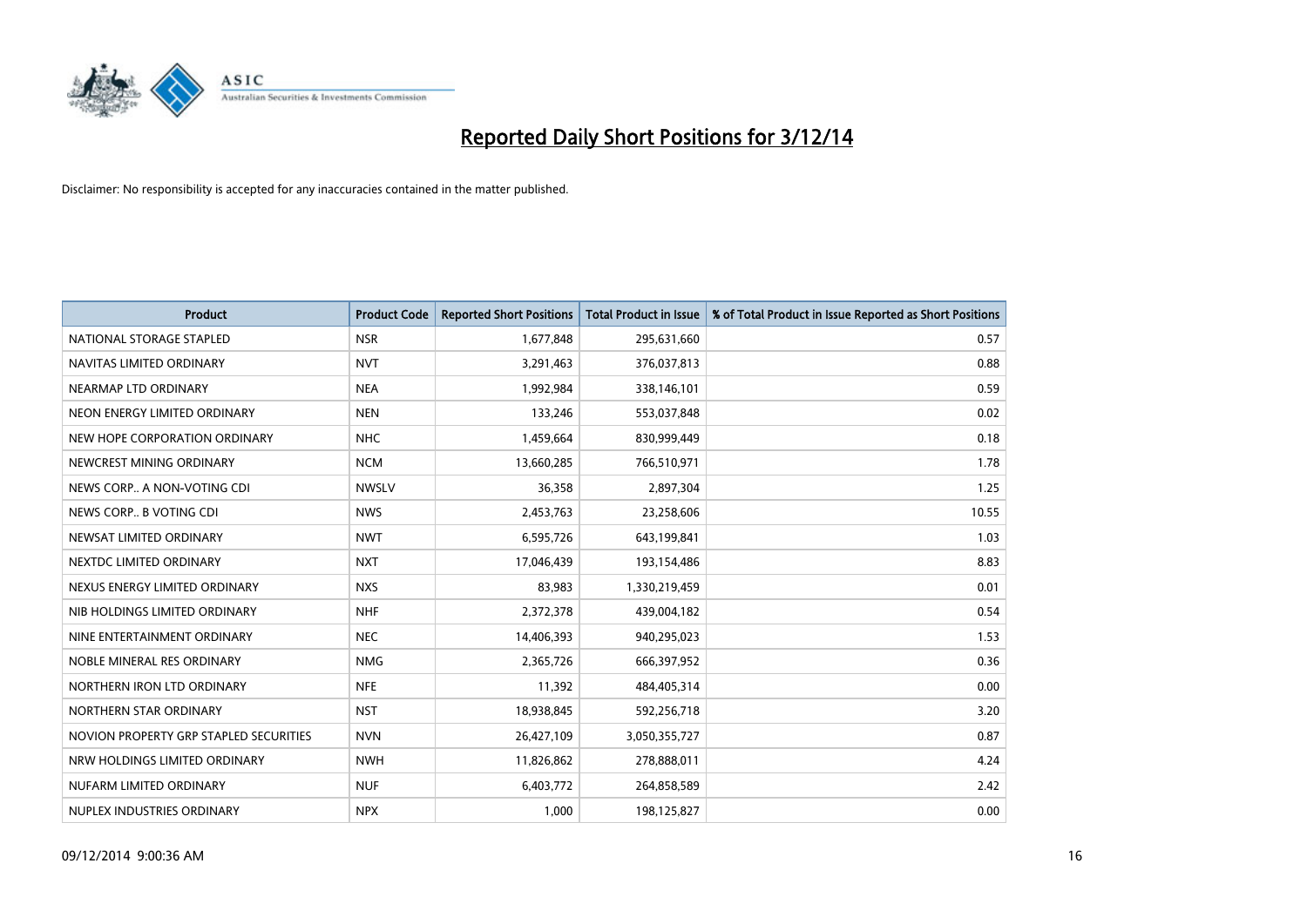# Reported Daily Short Positions for 3/12/14

Disclaimer: No responsibility is accepted for any inaccuracies contained in the matter published.

| Product | Product Code | Reported Short Positions | Total Product in Issue | % of Total Product in Issue Reported as Short Positions |
|---|---|---|---|---|
| NATIONAL STORAGE STAPLED | NSR | 1,677,848 | 295,631,660 | 0.57 |
| NAVITAS LIMITED ORDINARY | NVT | 3,291,463 | 376,037,813 | 0.88 |
| NEARMAP LTD ORDINARY | NEA | 1,992,984 | 338,146,101 | 0.59 |
| NEON ENERGY LIMITED ORDINARY | NEN | 133,246 | 553,037,848 | 0.02 |
| NEW HOPE CORPORATION ORDINARY | NHC | 1,459,664 | 830,999,449 | 0.18 |
| NEWCREST MINING ORDINARY | NCM | 13,660,285 | 766,510,971 | 1.78 |
| NEWS CORP.. A NON-VOTING CDI | NWSLV | 36,358 | 2,897,304 | 1.25 |
| NEWS CORP.. B VOTING CDI | NWS | 2,453,763 | 23,258,606 | 10.55 |
| NEWSAT LIMITED ORDINARY | NWT | 6,595,726 | 643,199,841 | 1.03 |
| NEXTDC LIMITED ORDINARY | NXT | 17,046,439 | 193,154,486 | 8.83 |
| NEXUS ENERGY LIMITED ORDINARY | NXS | 83,983 | 1,330,219,459 | 0.01 |
| NIB HOLDINGS LIMITED ORDINARY | NHF | 2,372,378 | 439,004,182 | 0.54 |
| NINE ENTERTAINMENT ORDINARY | NEC | 14,406,393 | 940,295,023 | 1.53 |
| NOBLE MINERAL RES ORDINARY | NMG | 2,365,726 | 666,397,952 | 0.36 |
| NORTHERN IRON LTD ORDINARY | NFE | 11,392 | 484,405,314 | 0.00 |
| NORTHERN STAR ORDINARY | NST | 18,938,845 | 592,256,718 | 3.20 |
| NOVION PROPERTY GRP STAPLED SECURITIES | NVN | 26,427,109 | 3,050,355,727 | 0.87 |
| NRW HOLDINGS LIMITED ORDINARY | NWH | 11,826,862 | 278,888,011 | 4.24 |
| NUFARM LIMITED ORDINARY | NUF | 6,403,772 | 264,858,589 | 2.42 |
| NUPLEX INDUSTRIES ORDINARY | NPX | 1,000 | 198,125,827 | 0.00 |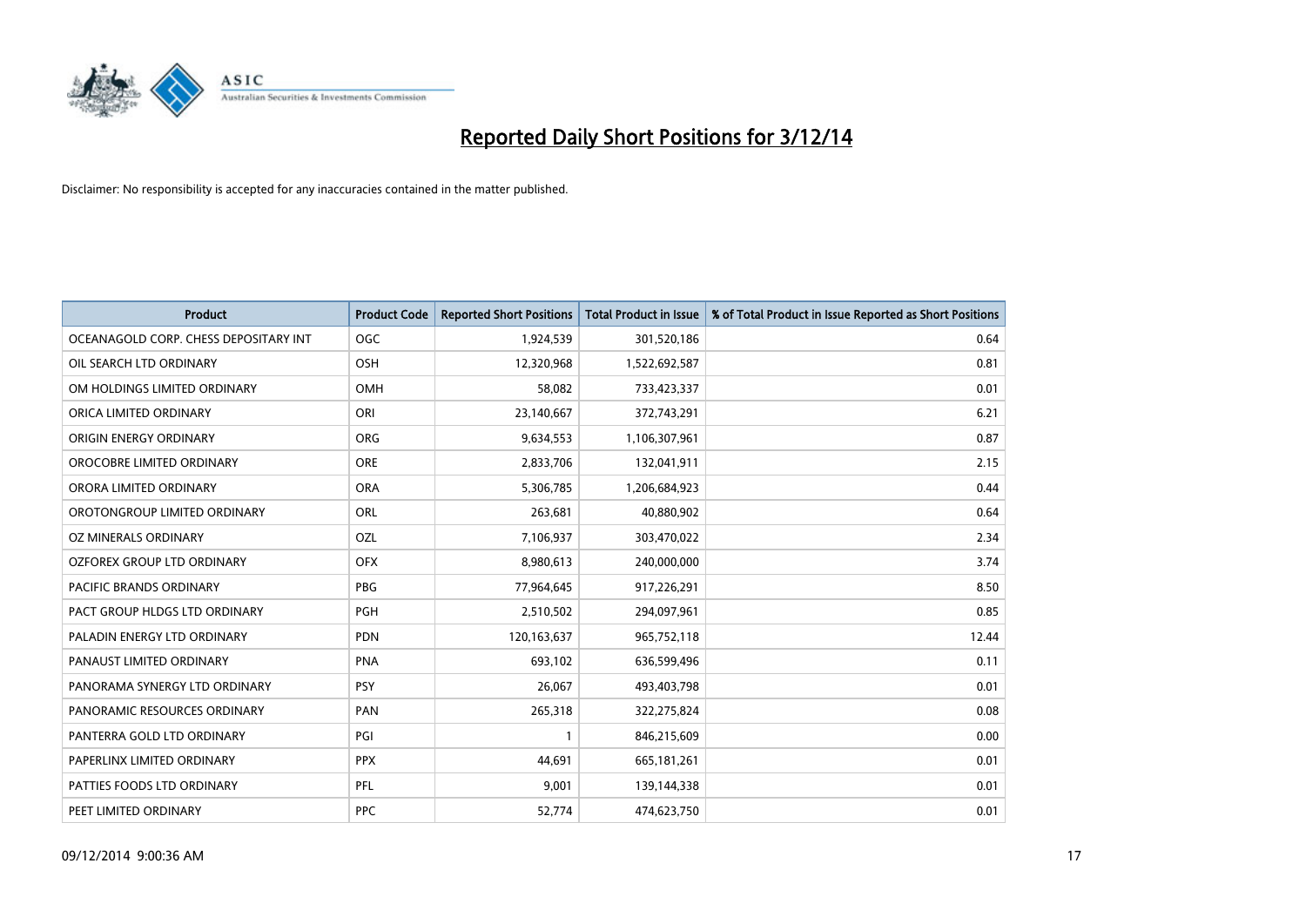# Reported Daily Short Positions for 3/12/14

Disclaimer: No responsibility is accepted for any inaccuracies contained in the matter published.

| Product | Product Code | Reported Short Positions | Total Product in Issue | % of Total Product in Issue Reported as Short Positions |
|---|---|---|---|---|
| OCEANAGOLD CORP. CHESS DEPOSITARY INT | OGC | 1,924,539 | 301,520,186 | 0.64 |
| OIL SEARCH LTD ORDINARY | OSH | 12,320,968 | 1,522,692,587 | 0.81 |
| OM HOLDINGS LIMITED ORDINARY | OMH | 58,082 | 733,423,337 | 0.01 |
| ORICA LIMITED ORDINARY | ORI | 23,140,667 | 372,743,291 | 6.21 |
| ORIGIN ENERGY ORDINARY | ORG | 9,634,553 | 1,106,307,961 | 0.87 |
| OROCOBRE LIMITED ORDINARY | ORE | 2,833,706 | 132,041,911 | 2.15 |
| ORORA LIMITED ORDINARY | ORA | 5,306,785 | 1,206,684,923 | 0.44 |
| OROTONGROUP LIMITED ORDINARY | ORL | 263,681 | 40,880,902 | 0.64 |
| OZ MINERALS ORDINARY | OZL | 7,106,937 | 303,470,022 | 2.34 |
| OZFOREX GROUP LTD ORDINARY | OFX | 8,980,613 | 240,000,000 | 3.74 |
| PACIFIC BRANDS ORDINARY | PBG | 77,964,645 | 917,226,291 | 8.50 |
| PACT GROUP HLDGS LTD ORDINARY | PGH | 2,510,502 | 294,097,961 | 0.85 |
| PALADIN ENERGY LTD ORDINARY | PDN | 120,163,637 | 965,752,118 | 12.44 |
| PANAUST LIMITED ORDINARY | PNA | 693,102 | 636,599,496 | 0.11 |
| PANORAMA SYNERGY LTD ORDINARY | PSY | 26,067 | 493,403,798 | 0.01 |
| PANORAMIC RESOURCES ORDINARY | PAN | 265,318 | 322,275,824 | 0.08 |
| PANTERRA GOLD LTD ORDINARY | PGI | 1 | 846,215,609 | 0.00 |
| PAPERLINX LIMITED ORDINARY | PPX | 44,691 | 665,181,261 | 0.01 |
| PATTIES FOODS LTD ORDINARY | PFL | 9,001 | 139,144,338 | 0.01 |
| PEET LIMITED ORDINARY | PPC | 52,774 | 474,623,750 | 0.01 |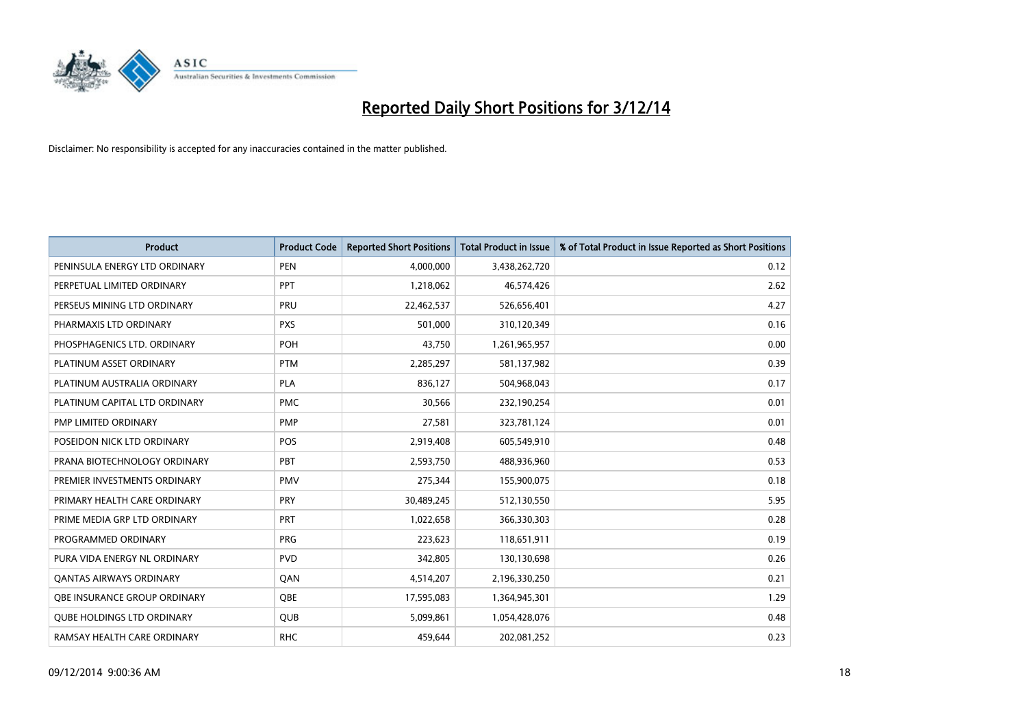# Reported Daily Short Positions for 3/12/14

Disclaimer: No responsibility is accepted for any inaccuracies contained in the matter published.

| Product | Product Code | Reported Short Positions | Total Product in Issue | % of Total Product in Issue Reported as Short Positions |
|---|---|---|---|---|
| PENINSULA ENERGY LTD ORDINARY | PEN | 4,000,000 | 3,438,262,720 | 0.12 |
| PERPETUAL LIMITED ORDINARY | PPT | 1,218,062 | 46,574,426 | 2.62 |
| PERSEUS MINING LTD ORDINARY | PRU | 22,462,537 | 526,656,401 | 4.27 |
| PHARMAXIS LTD ORDINARY | PXS | 501,000 | 310,120,349 | 0.16 |
| PHOSPHAGENICS LTD. ORDINARY | POH | 43,750 | 1,261,965,957 | 0.00 |
| PLATINUM ASSET ORDINARY | PTM | 2,285,297 | 581,137,982 | 0.39 |
| PLATINUM AUSTRALIA ORDINARY | PLA | 836,127 | 504,968,043 | 0.17 |
| PLATINUM CAPITAL LTD ORDINARY | PMC | 30,566 | 232,190,254 | 0.01 |
| PMP LIMITED ORDINARY | PMP | 27,581 | 323,781,124 | 0.01 |
| POSEIDON NICK LTD ORDINARY | POS | 2,919,408 | 605,549,910 | 0.48 |
| PRANA BIOTECHNOLOGY ORDINARY | PBT | 2,593,750 | 488,936,960 | 0.53 |
| PREMIER INVESTMENTS ORDINARY | PMV | 275,344 | 155,900,075 | 0.18 |
| PRIMARY HEALTH CARE ORDINARY | PRY | 30,489,245 | 512,130,550 | 5.95 |
| PRIME MEDIA GRP LTD ORDINARY | PRT | 1,022,658 | 366,330,303 | 0.28 |
| PROGRAMMED ORDINARY | PRG | 223,623 | 118,651,911 | 0.19 |
| PURA VIDA ENERGY NL ORDINARY | PVD | 342,805 | 130,130,698 | 0.26 |
| QANTAS AIRWAYS ORDINARY | QAN | 4,514,207 | 2,196,330,250 | 0.21 |
| QBE INSURANCE GROUP ORDINARY | QBE | 17,595,083 | 1,364,945,301 | 1.29 |
| QUBE HOLDINGS LTD ORDINARY | QUB | 5,099,861 | 1,054,428,076 | 0.48 |
| RAMSAY HEALTH CARE ORDINARY | RHC | 459,644 | 202,081,252 | 0.23 |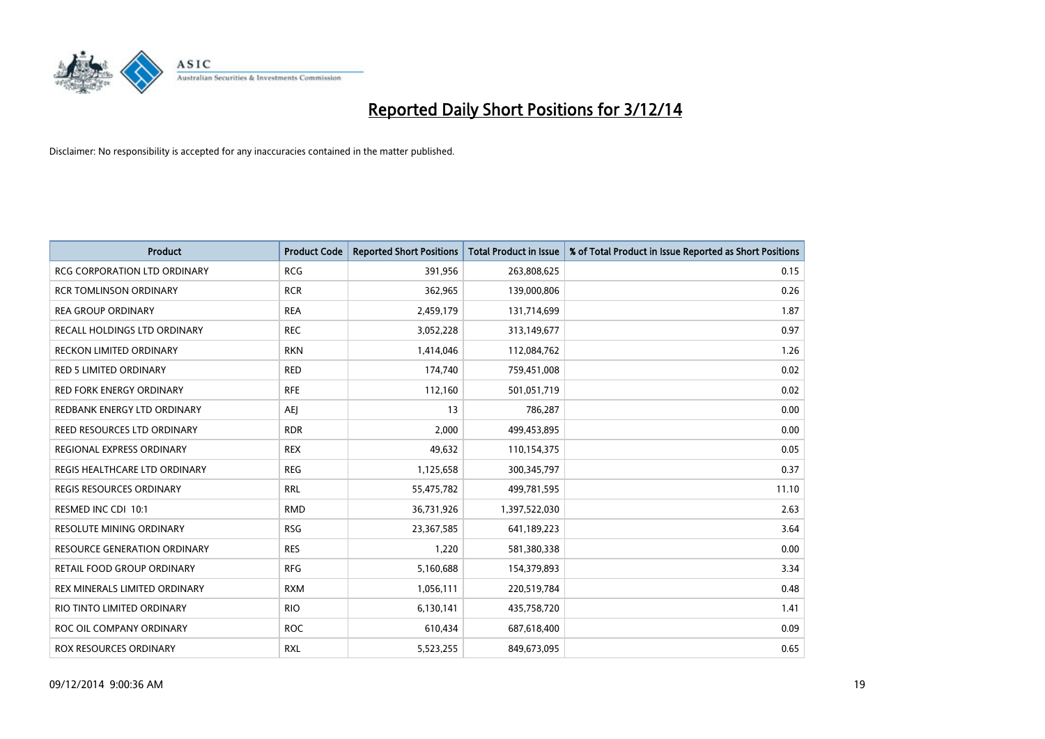# Reported Daily Short Positions for 3/12/14

Disclaimer: No responsibility is accepted for any inaccuracies contained in the matter published.

| Product | Product Code | Reported Short Positions | Total Product in Issue | % of Total Product in Issue Reported as Short Positions |
|---|---|---|---|---|
| RCG CORPORATION LTD ORDINARY | RCG | 391,956 | 263,808,625 | 0.15 |
| RCR TOMLINSON ORDINARY | RCR | 362,965 | 139,000,806 | 0.26 |
| REA GROUP ORDINARY | REA | 2,459,179 | 131,714,699 | 1.87 |
| RECALL HOLDINGS LTD ORDINARY | REC | 3,052,228 | 313,149,677 | 0.97 |
| RECKON LIMITED ORDINARY | RKN | 1,414,046 | 112,084,762 | 1.26 |
| RED 5 LIMITED ORDINARY | RED | 174,740 | 759,451,008 | 0.02 |
| RED FORK ENERGY ORDINARY | RFE | 112,160 | 501,051,719 | 0.02 |
| REDBANK ENERGY LTD ORDINARY | AEJ | 13 | 786,287 | 0.00 |
| REED RESOURCES LTD ORDINARY | RDR | 2,000 | 499,453,895 | 0.00 |
| REGIONAL EXPRESS ORDINARY | REX | 49,632 | 110,154,375 | 0.05 |
| REGIS HEALTHCARE LTD ORDINARY | REG | 1,125,658 | 300,345,797 | 0.37 |
| REGIS RESOURCES ORDINARY | RRL | 55,475,782 | 499,781,595 | 11.10 |
| RESMED INC CDI 10:1 | RMD | 36,731,926 | 1,397,522,030 | 2.63 |
| RESOLUTE MINING ORDINARY | RSG | 23,367,585 | 641,189,223 | 3.64 |
| RESOURCE GENERATION ORDINARY | RES | 1,220 | 581,380,338 | 0.00 |
| RETAIL FOOD GROUP ORDINARY | RFG | 5,160,688 | 154,379,893 | 3.34 |
| REX MINERALS LIMITED ORDINARY | RXM | 1,056,111 | 220,519,784 | 0.48 |
| RIO TINTO LIMITED ORDINARY | RIO | 6,130,141 | 435,758,720 | 1.41 |
| ROC OIL COMPANY ORDINARY | ROC | 610,434 | 687,618,400 | 0.09 |
| ROX RESOURCES ORDINARY | RXL | 5,523,255 | 849,673,095 | 0.65 |

09/12/2014 9:00:36 AM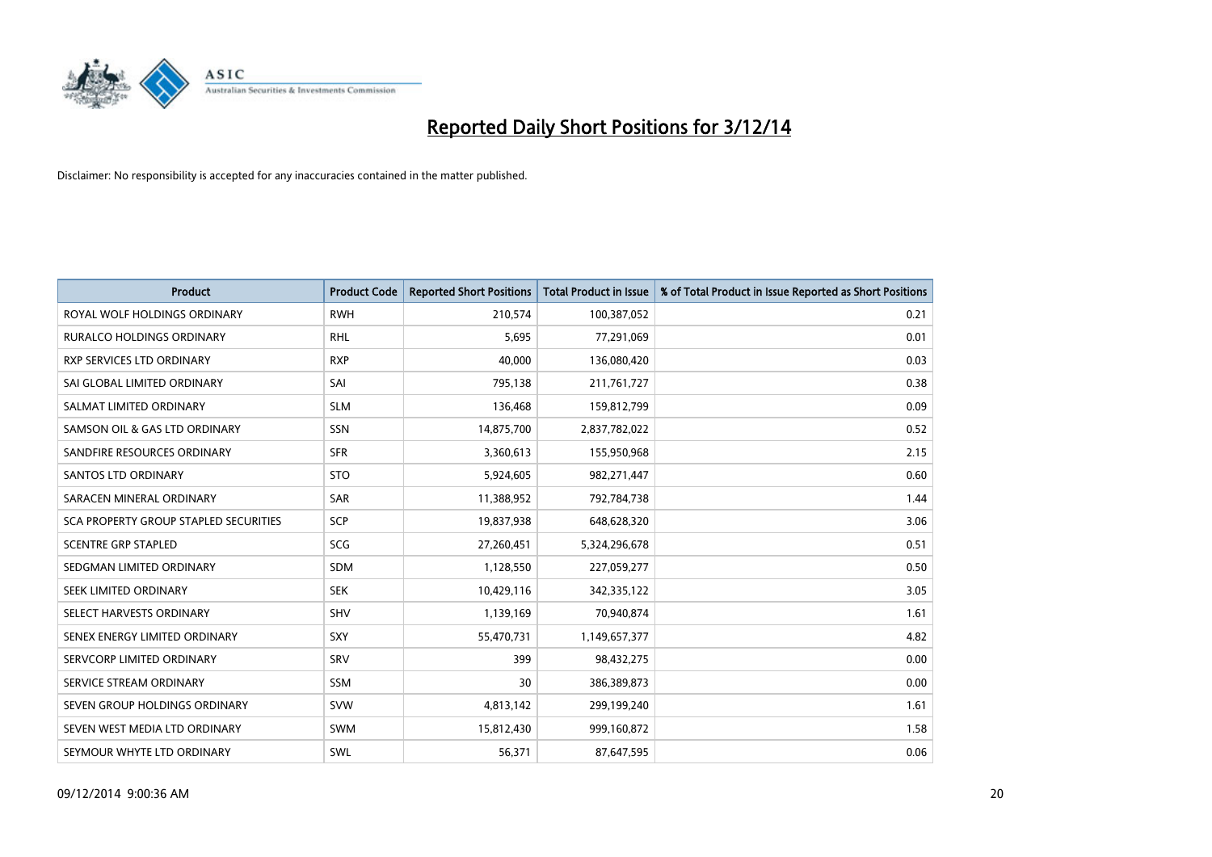# Reported Daily Short Positions for 3/12/14

Disclaimer: No responsibility is accepted for any inaccuracies contained in the matter published.

| Product | Product Code | Reported Short Positions | Total Product in Issue | % of Total Product in Issue Reported as Short Positions |
|---|---|---|---|---|
| ROYAL WOLF HOLDINGS ORDINARY | RWH | 210,574 | 100,387,052 | 0.21 |
| RURALCO HOLDINGS ORDINARY | RHL | 5,695 | 77,291,069 | 0.01 |
| RXP SERVICES LTD ORDINARY | RXP | 40,000 | 136,080,420 | 0.03 |
| SAI GLOBAL LIMITED ORDINARY | SAI | 795,138 | 211,761,727 | 0.38 |
| SALMAT LIMITED ORDINARY | SLM | 136,468 | 159,812,799 | 0.09 |
| SAMSON OIL & GAS LTD ORDINARY | SSN | 14,875,700 | 2,837,782,022 | 0.52 |
| SANDFIRE RESOURCES ORDINARY | SFR | 3,360,613 | 155,950,968 | 2.15 |
| SANTOS LTD ORDINARY | STO | 5,924,605 | 982,271,447 | 0.60 |
| SARACEN MINERAL ORDINARY | SAR | 11,388,952 | 792,784,738 | 1.44 |
| SCA PROPERTY GROUP STAPLED SECURITIES | SCP | 19,837,938 | 648,628,320 | 3.06 |
| SCENTRE GRP STAPLED | SCG | 27,260,451 | 5,324,296,678 | 0.51 |
| SEDGMAN LIMITED ORDINARY | SDM | 1,128,550 | 227,059,277 | 0.50 |
| SEEK LIMITED ORDINARY | SEK | 10,429,116 | 342,335,122 | 3.05 |
| SELECT HARVESTS ORDINARY | SHV | 1,139,169 | 70,940,874 | 1.61 |
| SENEX ENERGY LIMITED ORDINARY | SXY | 55,470,731 | 1,149,657,377 | 4.82 |
| SERVCORP LIMITED ORDINARY | SRV | 399 | 98,432,275 | 0.00 |
| SERVICE STREAM ORDINARY | SSM | 30 | 386,389,873 | 0.00 |
| SEVEN GROUP HOLDINGS ORDINARY | SVW | 4,813,142 | 299,199,240 | 1.61 |
| SEVEN WEST MEDIA LTD ORDINARY | SWM | 15,812,430 | 999,160,872 | 1.58 |
| SEYMOUR WHYTE LTD ORDINARY | SWL | 56,371 | 87,647,595 | 0.06 |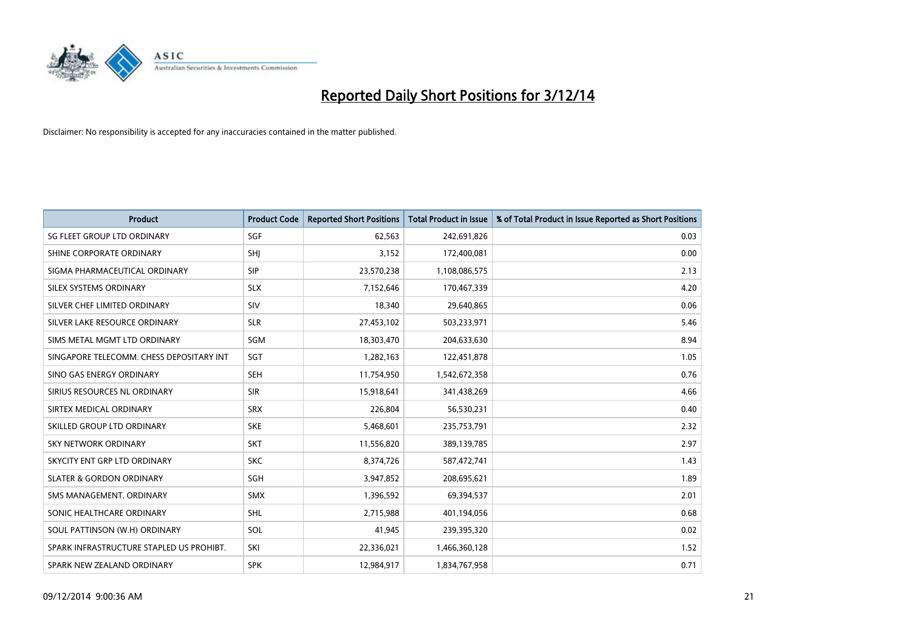# Reported Daily Short Positions for 3/12/14

Disclaimer: No responsibility is accepted for any inaccuracies contained in the matter published.

| Product | Product Code | Reported Short Positions | Total Product in Issue | % of Total Product in Issue Reported as Short Positions |
|---|---|---|---|---|
| SG FLEET GROUP LTD ORDINARY | SGF | 62,563 | 242,691,826 | 0.03 |
| SHINE CORPORATE ORDINARY | SHJ | 3,152 | 172,400,081 | 0.00 |
| SIGMA PHARMACEUTICAL ORDINARY | SIP | 23,570,238 | 1,108,086,575 | 2.13 |
| SILEX SYSTEMS ORDINARY | SLX | 7,152,646 | 170,467,339 | 4.20 |
| SILVER CHEF LIMITED ORDINARY | SIV | 18,340 | 29,640,865 | 0.06 |
| SILVER LAKE RESOURCE ORDINARY | SLR | 27,453,102 | 503,233,971 | 5.46 |
| SIMS METAL MGMT LTD ORDINARY | SGM | 18,303,470 | 204,633,630 | 8.94 |
| SINGAPORE TELECOMM. CHESS DEPOSITARY INT | SGT | 1,282,163 | 122,451,878 | 1.05 |
| SINO GAS ENERGY ORDINARY | SEH | 11,754,950 | 1,542,672,358 | 0.76 |
| SIRIUS RESOURCES NL ORDINARY | SIR | 15,918,641 | 341,438,269 | 4.66 |
| SIRTEX MEDICAL ORDINARY | SRX | 226,804 | 56,530,231 | 0.40 |
| SKILLED GROUP LTD ORDINARY | SKE | 5,468,601 | 235,753,791 | 2.32 |
| SKY NETWORK ORDINARY | SKT | 11,556,820 | 389,139,785 | 2.97 |
| SKYCITY ENT GRP LTD ORDINARY | SKC | 8,374,726 | 587,472,741 | 1.43 |
| SLATER & GORDON ORDINARY | SGH | 3,947,852 | 208,695,621 | 1.89 |
| SMS MANAGEMENT. ORDINARY | SMX | 1,396,592 | 69,394,537 | 2.01 |
| SONIC HEALTHCARE ORDINARY | SHL | 2,715,988 | 401,194,056 | 0.68 |
| SOUL PATTINSON (W.H) ORDINARY | SOL | 41,945 | 239,395,320 | 0.02 |
| SPARK INFRASTRUCTURE STAPLED US PROHIBT. | SKI | 22,336,021 | 1,466,360,128 | 1.52 |
| SPARK NEW ZEALAND ORDINARY | SPK | 12,984,917 | 1,834,767,958 | 0.71 |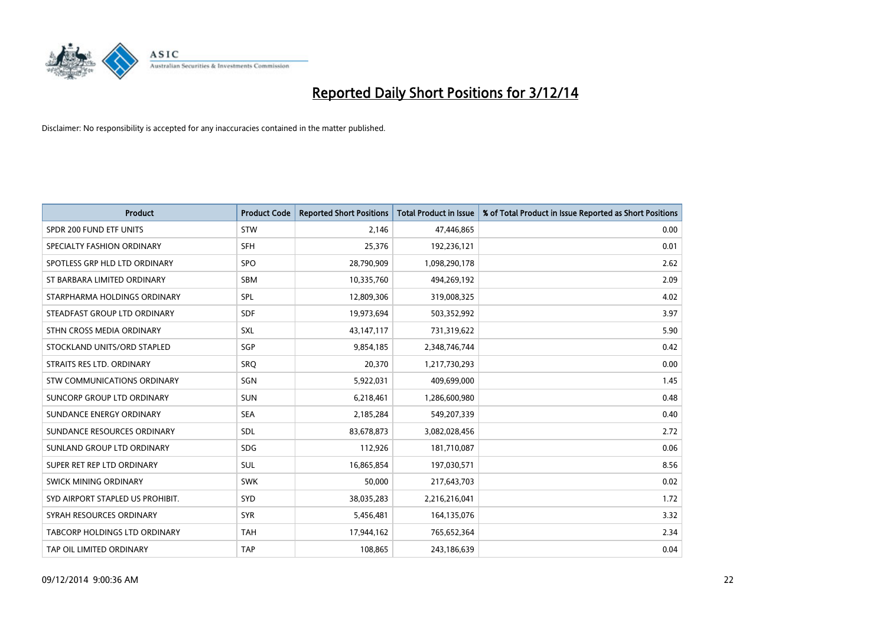# Reported Daily Short Positions for 3/12/14

Disclaimer: No responsibility is accepted for any inaccuracies contained in the matter published.

| Product | Product Code | Reported Short Positions | Total Product in Issue | % of Total Product in Issue Reported as Short Positions |
|---|---|---|---|---|
| SPDR 200 FUND ETF UNITS | STW | 2,146 | 47,446,865 | 0.00 |
| SPECIALTY FASHION ORDINARY | SFH | 25,376 | 192,236,121 | 0.01 |
| SPOTLESS GRP HLD LTD ORDINARY | SPO | 28,790,909 | 1,098,290,178 | 2.62 |
| ST BARBARA LIMITED ORDINARY | SBM | 10,335,760 | 494,269,192 | 2.09 |
| STARPHARMA HOLDINGS ORDINARY | SPL | 12,809,306 | 319,008,325 | 4.02 |
| STEADFAST GROUP LTD ORDINARY | SDF | 19,973,694 | 503,352,992 | 3.97 |
| STHN CROSS MEDIA ORDINARY | SXL | 43,147,117 | 731,319,622 | 5.90 |
| STOCKLAND UNITS/ORD STAPLED | SGP | 9,854,185 | 2,348,746,744 | 0.42 |
| STRAITS RES LTD. ORDINARY | SRQ | 20,370 | 1,217,730,293 | 0.00 |
| STW COMMUNICATIONS ORDINARY | SGN | 5,922,031 | 409,699,000 | 1.45 |
| SUNCORP GROUP LTD ORDINARY | SUN | 6,218,461 | 1,286,600,980 | 0.48 |
| SUNDANCE ENERGY ORDINARY | SEA | 2,185,284 | 549,207,339 | 0.40 |
| SUNDANCE RESOURCES ORDINARY | SDL | 83,678,873 | 3,082,028,456 | 2.72 |
| SUNLAND GROUP LTD ORDINARY | SDG | 112,926 | 181,710,087 | 0.06 |
| SUPER RET REP LTD ORDINARY | SUL | 16,865,854 | 197,030,571 | 8.56 |
| SWICK MINING ORDINARY | SWK | 50,000 | 217,643,703 | 0.02 |
| SYD AIRPORT STAPLED US PROHIBIT. | SYD | 38,035,283 | 2,216,216,041 | 1.72 |
| SYRAH RESOURCES ORDINARY | SYR | 5,456,481 | 164,135,076 | 3.32 |
| TABCORP HOLDINGS LTD ORDINARY | TAH | 17,944,162 | 765,652,364 | 2.34 |
| TAP OIL LIMITED ORDINARY | TAP | 108,865 | 243,186,639 | 0.04 |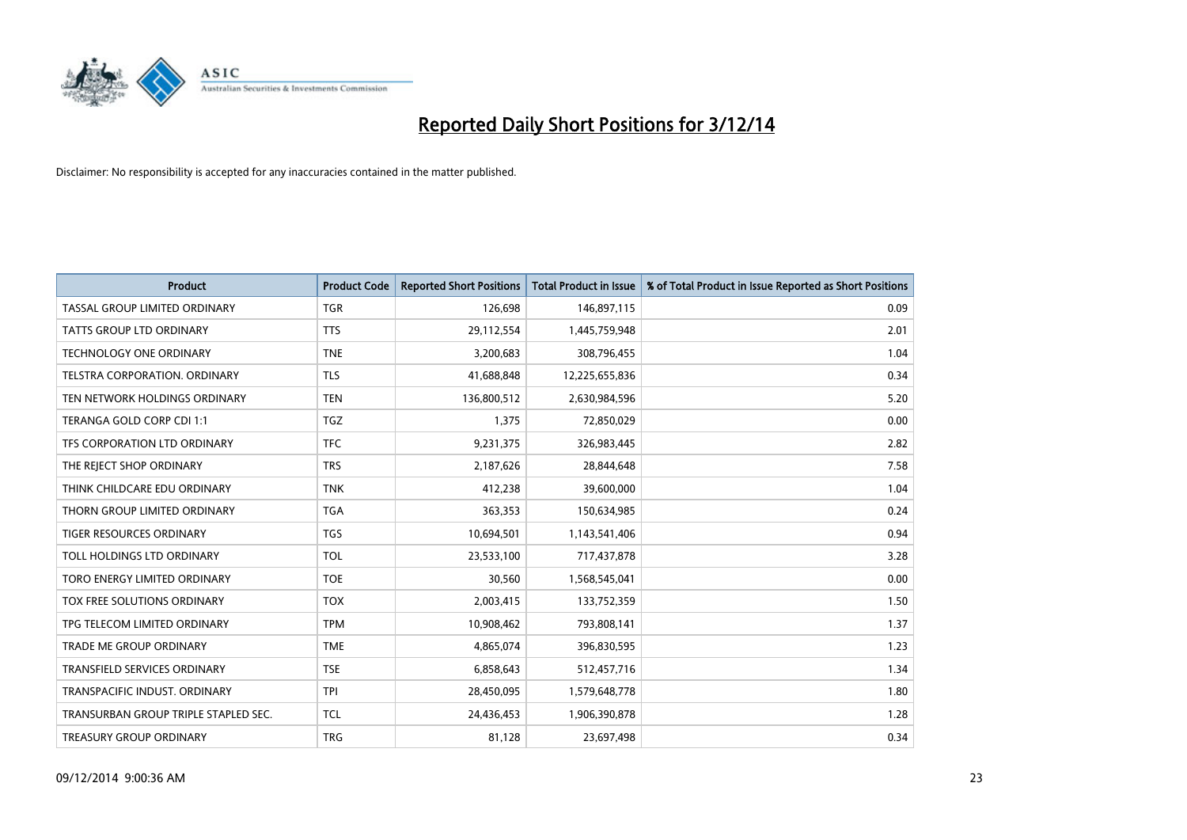# Reported Daily Short Positions for 3/12/14

Disclaimer: No responsibility is accepted for any inaccuracies contained in the matter published.

| Product | Product Code | Reported Short Positions | Total Product in Issue | % of Total Product in Issue Reported as Short Positions |
|---|---|---|---|---|
| TASSAL GROUP LIMITED ORDINARY | TGR | 126,698 | 146,897,115 | 0.09 |
| TATTS GROUP LTD ORDINARY | TTS | 29,112,554 | 1,445,759,948 | 2.01 |
| TECHNOLOGY ONE ORDINARY | TNE | 3,200,683 | 308,796,455 | 1.04 |
| TELSTRA CORPORATION. ORDINARY | TLS | 41,688,848 | 12,225,655,836 | 0.34 |
| TEN NETWORK HOLDINGS ORDINARY | TEN | 136,800,512 | 2,630,984,596 | 5.20 |
| TERANGA GOLD CORP CDI 1:1 | TGZ | 1,375 | 72,850,029 | 0.00 |
| TFS CORPORATION LTD ORDINARY | TFC | 9,231,375 | 326,983,445 | 2.82 |
| THE REJECT SHOP ORDINARY | TRS | 2,187,626 | 28,844,648 | 7.58 |
| THINK CHILDCARE EDU ORDINARY | TNK | 412,238 | 39,600,000 | 1.04 |
| THORN GROUP LIMITED ORDINARY | TGA | 363,353 | 150,634,985 | 0.24 |
| TIGER RESOURCES ORDINARY | TGS | 10,694,501 | 1,143,541,406 | 0.94 |
| TOLL HOLDINGS LTD ORDINARY | TOL | 23,533,100 | 717,437,878 | 3.28 |
| TORO ENERGY LIMITED ORDINARY | TOE | 30,560 | 1,568,545,041 | 0.00 |
| TOX FREE SOLUTIONS ORDINARY | TOX | 2,003,415 | 133,752,359 | 1.50 |
| TPG TELECOM LIMITED ORDINARY | TPM | 10,908,462 | 793,808,141 | 1.37 |
| TRADE ME GROUP ORDINARY | TME | 4,865,074 | 396,830,595 | 1.23 |
| TRANSFIELD SERVICES ORDINARY | TSE | 6,858,643 | 512,457,716 | 1.34 |
| TRANSPACIFIC INDUST. ORDINARY | TPI | 28,450,095 | 1,579,648,778 | 1.80 |
| TRANSURBAN GROUP TRIPLE STAPLED SEC. | TCL | 24,436,453 | 1,906,390,878 | 1.28 |
| TREASURY GROUP ORDINARY | TRG | 81,128 | 23,697,498 | 0.34 |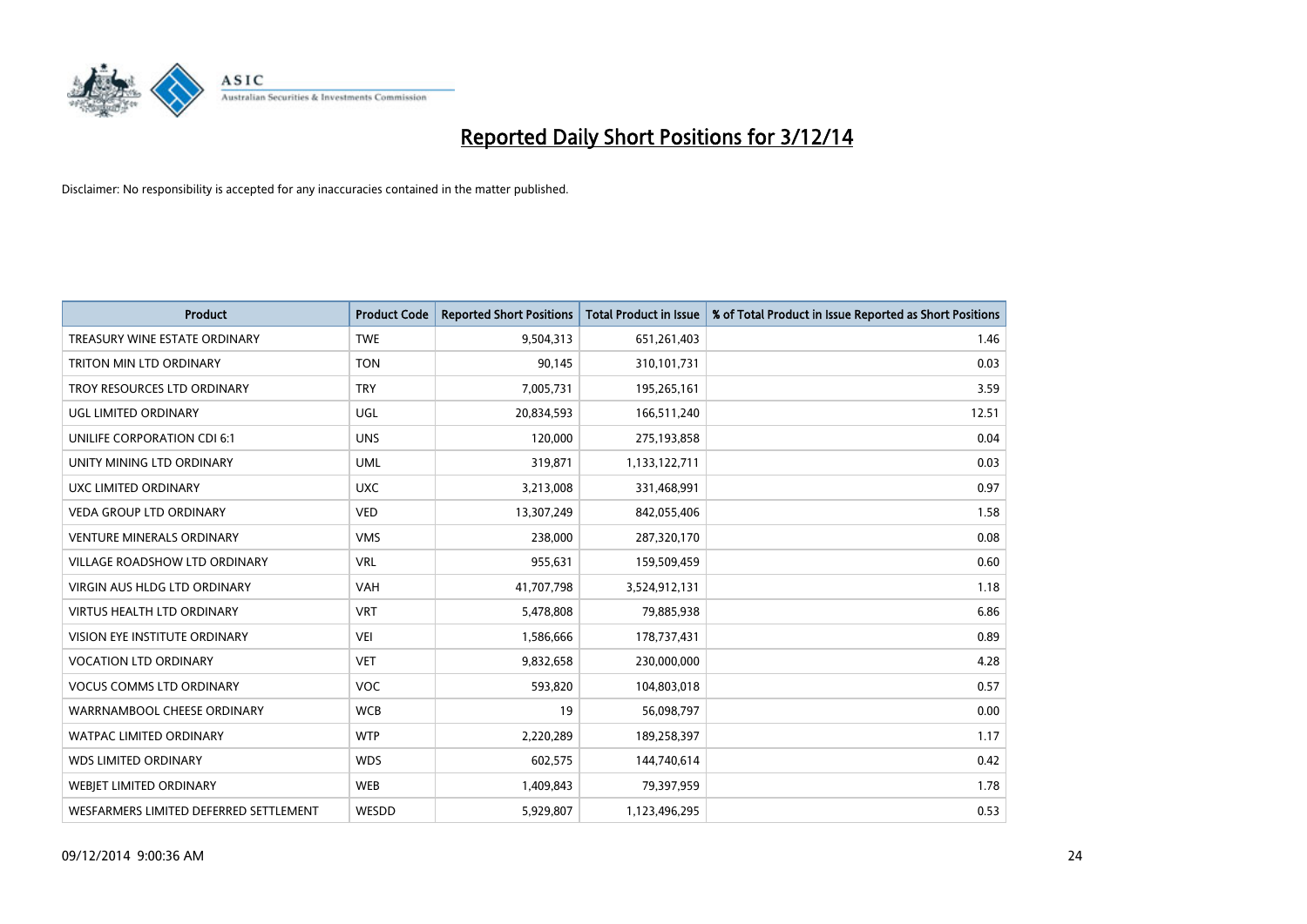# Reported Daily Short Positions for 3/12/14

Disclaimer: No responsibility is accepted for any inaccuracies contained in the matter published.

| Product | Product Code | Reported Short Positions | Total Product in Issue | % of Total Product in Issue Reported as Short Positions |
| --- | --- | --- | --- | --- |
| TREASURY WINE ESTATE ORDINARY | TWE | 9,504,313 | 651,261,403 | 1.46 |
| TRITON MIN LTD ORDINARY | TON | 90,145 | 310,101,731 | 0.03 |
| TROY RESOURCES LTD ORDINARY | TRY | 7,005,731 | 195,265,161 | 3.59 |
| UGL LIMITED ORDINARY | UGL | 20,834,593 | 166,511,240 | 12.51 |
| UNILIFE CORPORATION CDI 6:1 | UNS | 120,000 | 275,193,858 | 0.04 |
| UNITY MINING LTD ORDINARY | UML | 319,871 | 1,133,122,711 | 0.03 |
| UXC LIMITED ORDINARY | UXC | 3,213,008 | 331,468,991 | 0.97 |
| VEDA GROUP LTD ORDINARY | VED | 13,307,249 | 842,055,406 | 1.58 |
| VENTURE MINERALS ORDINARY | VMS | 238,000 | 287,320,170 | 0.08 |
| VILLAGE ROADSHOW LTD ORDINARY | VRL | 955,631 | 159,509,459 | 0.60 |
| VIRGIN AUS HLDG LTD ORDINARY | VAH | 41,707,798 | 3,524,912,131 | 1.18 |
| VIRTUS HEALTH LTD ORDINARY | VRT | 5,478,808 | 79,885,938 | 6.86 |
| VISION EYE INSTITUTE ORDINARY | VEI | 1,586,666 | 178,737,431 | 0.89 |
| VOCATION LTD ORDINARY | VET | 9,832,658 | 230,000,000 | 4.28 |
| VOCUS COMMS LTD ORDINARY | VOC | 593,820 | 104,803,018 | 0.57 |
| WARRNAMBOOL CHEESE ORDINARY | WCB | 19 | 56,098,797 | 0.00 |
| WATPAC LIMITED ORDINARY | WTP | 2,220,289 | 189,258,397 | 1.17 |
| WDS LIMITED ORDINARY | WDS | 602,575 | 144,740,614 | 0.42 |
| WEBJET LIMITED ORDINARY | WEB | 1,409,843 | 79,397,959 | 1.78 |
| WESFARMERS LIMITED DEFERRED SETTLEMENT | WESDD | 5,929,807 | 1,123,496,295 | 0.53 |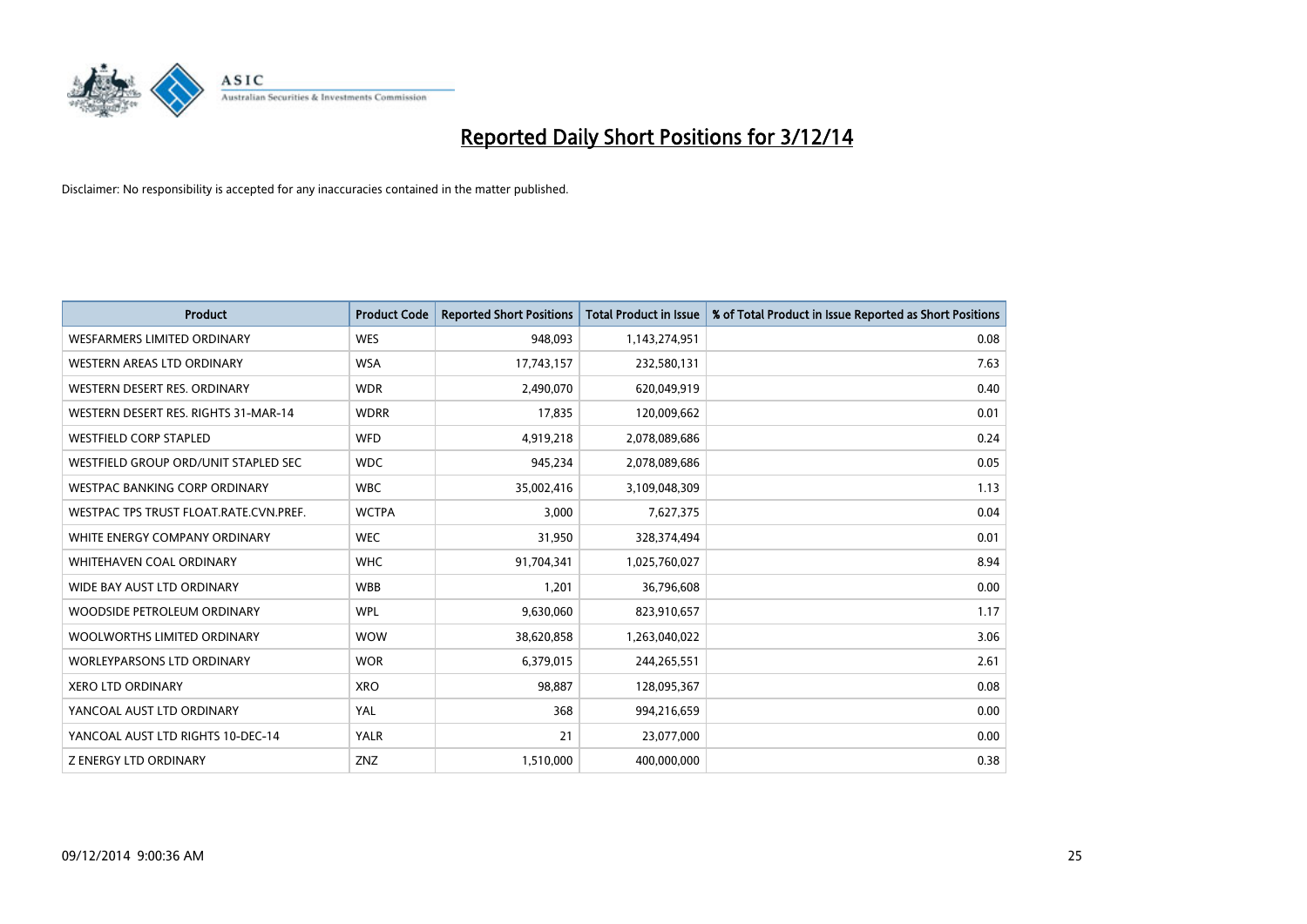# Reported Daily Short Positions for 3/12/14

Disclaimer: No responsibility is accepted for any inaccuracies contained in the matter published.

| Product | Product Code | Reported Short Positions | Total Product in Issue | % of Total Product in Issue Reported as Short Positions |
|---|---|---|---|---|
| WESFARMERS LIMITED ORDINARY | WES | 948,093 | 1,143,274,951 | 0.08 |
| WESTERN AREAS LTD ORDINARY | WSA | 17,743,157 | 232,580,131 | 7.63 |
| WESTERN DESERT RES. ORDINARY | WDR | 2,490,070 | 620,049,919 | 0.40 |
| WESTERN DESERT RES. RIGHTS 31-MAR-14 | WDRR | 17,835 | 120,009,662 | 0.01 |
| WESTFIELD CORP STAPLED | WFD | 4,919,218 | 2,078,089,686 | 0.24 |
| WESTFIELD GROUP ORD/UNIT STAPLED SEC | WDC | 945,234 | 2,078,089,686 | 0.05 |
| WESTPAC BANKING CORP ORDINARY | WBC | 35,002,416 | 3,109,048,309 | 1.13 |
| WESTPAC TPS TRUST FLOAT.RATE.CVN.PREF. | WCTPA | 3,000 | 7,627,375 | 0.04 |
| WHITE ENERGY COMPANY ORDINARY | WEC | 31,950 | 328,374,494 | 0.01 |
| WHITEHAVEN COAL ORDINARY | WHC | 91,704,341 | 1,025,760,027 | 8.94 |
| WIDE BAY AUST LTD ORDINARY | WBB | 1,201 | 36,796,608 | 0.00 |
| WOODSIDE PETROLEUM ORDINARY | WPL | 9,630,060 | 823,910,657 | 1.17 |
| WOOLWORTHS LIMITED ORDINARY | WOW | 38,620,858 | 1,263,040,022 | 3.06 |
| WORLEYPARSONS LTD ORDINARY | WOR | 6,379,015 | 244,265,551 | 2.61 |
| XERO LTD ORDINARY | XRO | 98,887 | 128,095,367 | 0.08 |
| YANCOAL AUST LTD ORDINARY | YAL | 368 | 994,216,659 | 0.00 |
| YANCOAL AUST LTD RIGHTS 10-DEC-14 | YALR | 21 | 23,077,000 | 0.00 |
| Z ENERGY LTD ORDINARY | ZNZ | 1,510,000 | 400,000,000 | 0.38 |